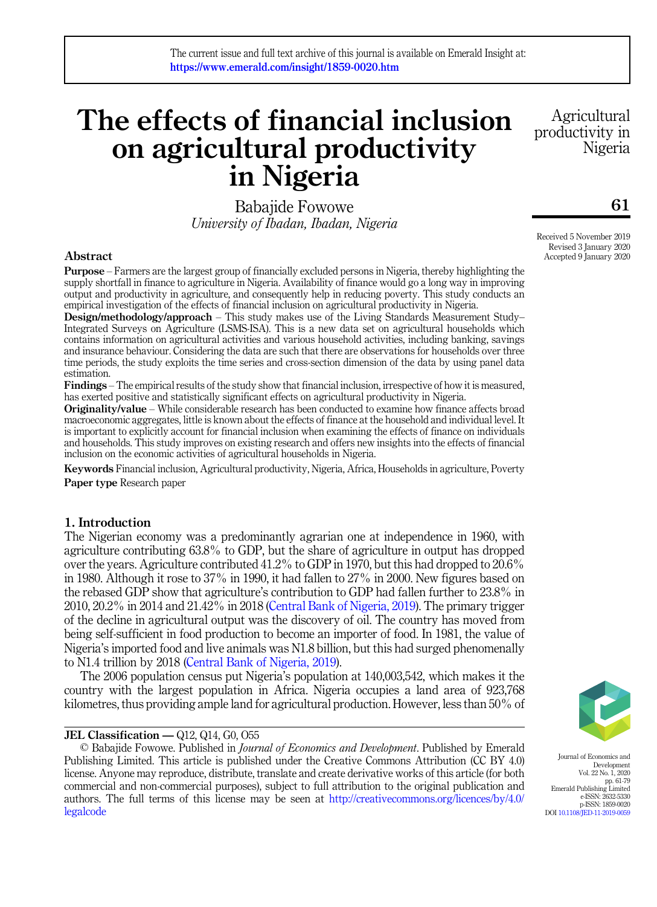The current issue and full text archive of this journal is available on Emerald Insight at: https://www.emerald.com/insight/1859-0020.htm

# The effects of financial inclusion on agricultural productivity in Nigeria

Babajide Fowowe
*University of Ibadan, Ibadan, Nigeria*

Received 5 November 2019
Revised 3 January 2020
Accepted 9 January 2020

## Abstract

**Purpose** – Farmers are the largest group of financially excluded persons in Nigeria, thereby highlighting the supply shortfall in finance to agriculture in Nigeria. Availability of finance would go a long way in improving output and productivity in agriculture, and consequently help in reducing poverty. This study conducts an empirical investigation of the effects of financial inclusion on agricultural productivity in Nigeria.

**Design/methodology/approach** – This study makes use of the Living Standards Measurement Study–Integrated Surveys on Agriculture (LSMS-ISA). This is a new data set on agricultural households which contains information on agricultural activities and various household activities, including banking, savings and insurance behaviour. Considering the data are such that there are observations for households over three time periods, the study exploits the time series and cross-section dimension of the data by using panel data estimation.

**Findings** – The empirical results of the study show that financial inclusion, irrespective of how it is measured, has exerted positive and statistically significant effects on agricultural productivity in Nigeria.

**Originality/value** – While considerable research has been conducted to examine how finance affects broad macroeconomic aggregates, little is known about the effects of finance at the household and individual level. It is important to explicitly account for financial inclusion when examining the effects of finance on individuals and households. This study improves on existing research and offers new insights into the effects of financial inclusion on the economic activities of agricultural households in Nigeria.

**Keywords** Financial inclusion, Agricultural productivity, Nigeria, Africa, Households in agriculture, Poverty

**Paper type** Research paper

## 1. Introduction

The Nigerian economy was a predominantly agrarian one at independence in 1960, with agriculture contributing 63.8% to GDP, but the share of agriculture in output has dropped over the years. Agriculture contributed 41.2% to GDP in 1970, but this had dropped to 20.6% in 1980. Although it rose to 37% in 1990, it had fallen to 27% in 2000. New figures based on the rebased GDP show that agriculture's contribution to GDP had fallen further to 23.8% in 2010, 20.2% in 2014 and 21.42% in 2018 (Central Bank of Nigeria, 2019). The primary trigger of the decline in agricultural output was the discovery of oil. The country has moved from being self-sufficient in food production to become an importer of food. In 1981, the value of Nigeria's imported food and live animals was N1.8 billion, but this had surged phenomenally to N1.4 trillion by 2018 (Central Bank of Nigeria, 2019).

The 2006 population census put Nigeria's population at 140,003,542, which makes it the country with the largest population in Africa. Nigeria occupies a land area of 923,768 kilometres, thus providing ample land for agricultural production. However, less than 50% of

**JEL Classification —** Q12, Q14, G0, O55

© Babajide Fowowe. Published in *Journal of Economics and Development*. Published by Emerald Publishing Limited. This article is published under the Creative Commons Attribution (CC BY 4.0) license. Anyone may reproduce, distribute, translate and create derivative works of this article (for both commercial and non-commercial purposes), subject to full attribution to the original publication and authors. The full terms of this license may be seen at http://creativecommons.org/licences/by/4.0/legalcode

Journal of Economics and Development
Vol. 22 No. 1, 2020
pp. 61-79
Emerald Publishing Limited
e-ISSN: 2632-5330
p-ISSN: 1859-0020
DOI 10.1108/JED-11-2019-0059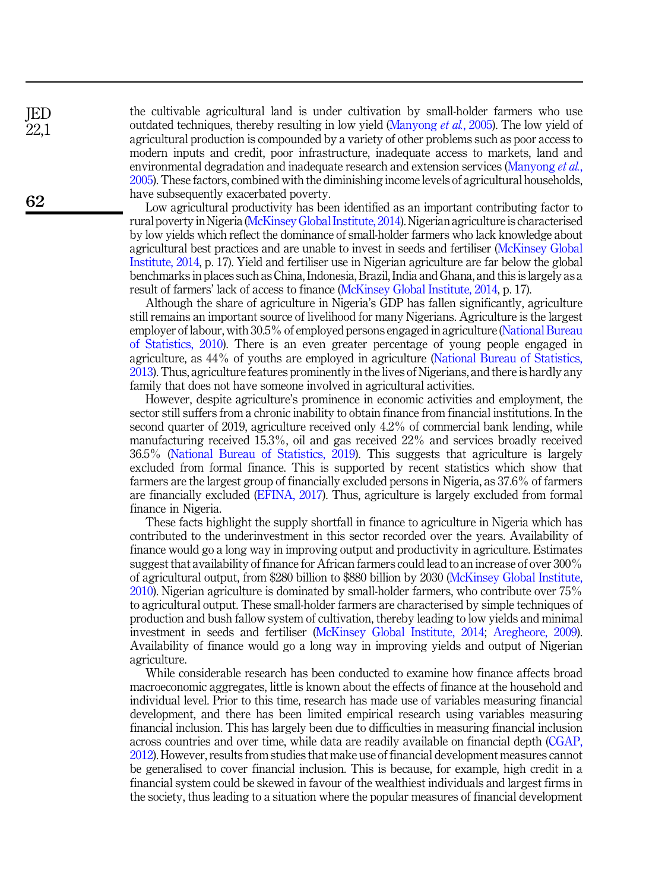the cultivable agricultural land is under cultivation by small-holder farmers who use outdated techniques, thereby resulting in low yield (Manyong *et al.*, 2005). The low yield of agricultural production is compounded by a variety of other problems such as poor access to modern inputs and credit, poor infrastructure, inadequate access to markets, land and environmental degradation and inadequate research and extension services (Manyong *et al.*, 2005). These factors, combined with the diminishing income levels of agricultural households, have subsequently exacerbated poverty.

Low agricultural productivity has been identified as an important contributing factor to rural poverty in Nigeria (McKinsey Global Institute, 2014). Nigerian agriculture is characterised by low yields which reflect the dominance of small-holder farmers who lack knowledge about agricultural best practices and are unable to invest in seeds and fertiliser (McKinsey Global Institute, 2014, p. 17). Yield and fertiliser use in Nigerian agriculture are far below the global benchmarks in places such as China, Indonesia, Brazil, India and Ghana, and this is largely as a result of farmers' lack of access to finance (McKinsey Global Institute, 2014, p. 17).

Although the share of agriculture in Nigeria's GDP has fallen significantly, agriculture still remains an important source of livelihood for many Nigerians. Agriculture is the largest employer of labour, with 30.5% of employed persons engaged in agriculture (National Bureau of Statistics, 2010). There is an even greater percentage of young people engaged in agriculture, as 44% of youths are employed in agriculture (National Bureau of Statistics, 2013). Thus, agriculture features prominently in the lives of Nigerians, and there is hardly any family that does not have someone involved in agricultural activities.

However, despite agriculture's prominence in economic activities and employment, the sector still suffers from a chronic inability to obtain finance from financial institutions. In the second quarter of 2019, agriculture received only 4.2% of commercial bank lending, while manufacturing received 15.3%, oil and gas received 22% and services broadly received 36.5% (National Bureau of Statistics, 2019). This suggests that agriculture is largely excluded from formal finance. This is supported by recent statistics which show that farmers are the largest group of financially excluded persons in Nigeria, as 37.6% of farmers are financially excluded (EFINA, 2017). Thus, agriculture is largely excluded from formal finance in Nigeria.

These facts highlight the supply shortfall in finance to agriculture in Nigeria which has contributed to the underinvestment in this sector recorded over the years. Availability of finance would go a long way in improving output and productivity in agriculture. Estimates suggest that availability of finance for African farmers could lead to an increase of over 300% of agricultural output, from $280 billion to $880 billion by 2030 (McKinsey Global Institute, 2010). Nigerian agriculture is dominated by small-holder farmers, who contribute over 75% to agricultural output. These small-holder farmers are characterised by simple techniques of production and bush fallow system of cultivation, thereby leading to low yields and minimal investment in seeds and fertiliser (McKinsey Global Institute, 2014; Aregheore, 2009). Availability of finance would go a long way in improving yields and output of Nigerian agriculture.

While considerable research has been conducted to examine how finance affects broad macroeconomic aggregates, little is known about the effects of finance at the household and individual level. Prior to this time, research has made use of variables measuring financial development, and there has been limited empirical research using variables measuring financial inclusion. This has largely been due to difficulties in measuring financial inclusion across countries and over time, while data are readily available on financial depth (CGAP, 2012). However, results from studies that make use of financial development measures cannot be generalised to cover financial inclusion. This is because, for example, high credit in a financial system could be skewed in favour of the wealthiest individuals and largest firms in the society, thus leading to a situation where the popular measures of financial development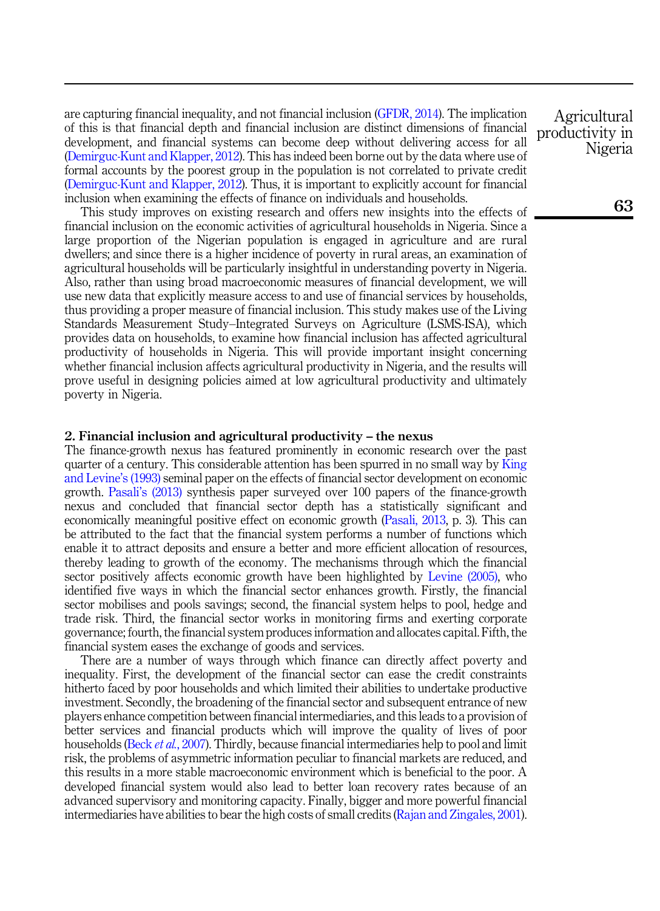are capturing financial inequality, and not financial inclusion (GFDR, 2014). The implication of this is that financial depth and financial inclusion are distinct dimensions of financial development, and financial systems can become deep without delivering access for all (Demirguc-Kunt and Klapper, 2012). This has indeed been borne out by the data where use of formal accounts by the poorest group in the population is not correlated to private credit (Demirguc-Kunt and Klapper, 2012). Thus, it is important to explicitly account for financial inclusion when examining the effects of finance on individuals and households.

This study improves on existing research and offers new insights into the effects of financial inclusion on the economic activities of agricultural households in Nigeria. Since a large proportion of the Nigerian population is engaged in agriculture and are rural dwellers; and since there is a higher incidence of poverty in rural areas, an examination of agricultural households will be particularly insightful in understanding poverty in Nigeria. Also, rather than using broad macroeconomic measures of financial development, we will use new data that explicitly measure access to and use of financial services by households, thus providing a proper measure of financial inclusion. This study makes use of the Living Standards Measurement Study–Integrated Surveys on Agriculture (LSMS-ISA), which provides data on households, to examine how financial inclusion has affected agricultural productivity of households in Nigeria. This will provide important insight concerning whether financial inclusion affects agricultural productivity in Nigeria, and the results will prove useful in designing policies aimed at low agricultural productivity and ultimately poverty in Nigeria.

## 2. Financial inclusion and agricultural productivity – the nexus

The finance-growth nexus has featured prominently in economic research over the past quarter of a century. This considerable attention has been spurred in no small way by King and Levine's (1993) seminal paper on the effects of financial sector development on economic growth. Pasali's (2013) synthesis paper surveyed over 100 papers of the finance-growth nexus and concluded that financial sector depth has a statistically significant and economically meaningful positive effect on economic growth (Pasali, 2013, p. 3). This can be attributed to the fact that the financial system performs a number of functions which enable it to attract deposits and ensure a better and more efficient allocation of resources, thereby leading to growth of the economy. The mechanisms through which the financial sector positively affects economic growth have been highlighted by Levine (2005), who identified five ways in which the financial sector enhances growth. Firstly, the financial sector mobilises and pools savings; second, the financial system helps to pool, hedge and trade risk. Third, the financial sector works in monitoring firms and exerting corporate governance; fourth, the financial system produces information and allocates capital. Fifth, the financial system eases the exchange of goods and services.

There are a number of ways through which finance can directly affect poverty and inequality. First, the development of the financial sector can ease the credit constraints hitherto faced by poor households and which limited their abilities to undertake productive investment. Secondly, the broadening of the financial sector and subsequent entrance of new players enhance competition between financial intermediaries, and this leads to a provision of better services and financial products which will improve the quality of lives of poor households (Beck *et al.*, 2007). Thirdly, because financial intermediaries help to pool and limit risk, the problems of asymmetric information peculiar to financial markets are reduced, and this results in a more stable macroeconomic environment which is beneficial to the poor. A developed financial system would also lead to better loan recovery rates because of an advanced supervisory and monitoring capacity. Finally, bigger and more powerful financial intermediaries have abilities to bear the high costs of small credits (Rajan and Zingales, 2001).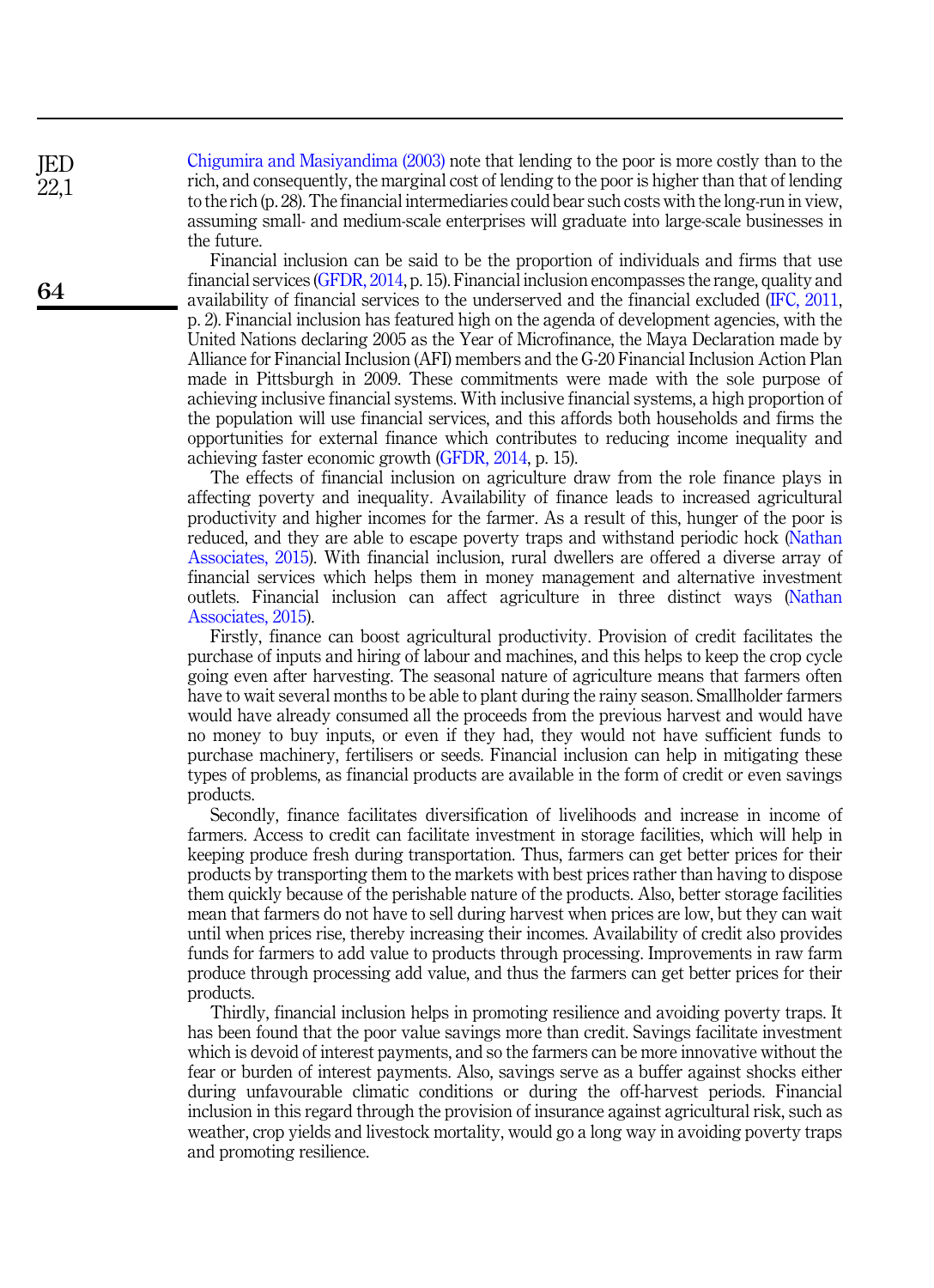Chigumira and Masiyandima (2003) note that lending to the poor is more costly than to the rich, and consequently, the marginal cost of lending to the poor is higher than that of lending to the rich (p. 28). The financial intermediaries could bear such costs with the long-run in view, assuming small- and medium-scale enterprises will graduate into large-scale businesses in the future.

Financial inclusion can be said to be the proportion of individuals and firms that use financial services (GFDR, 2014, p. 15). Financial inclusion encompasses the range, quality and availability of financial services to the underserved and the financial excluded (IFC, 2011, p. 2). Financial inclusion has featured high on the agenda of development agencies, with the United Nations declaring 2005 as the Year of Microfinance, the Maya Declaration made by Alliance for Financial Inclusion (AFI) members and the G-20 Financial Inclusion Action Plan made in Pittsburgh in 2009. These commitments were made with the sole purpose of achieving inclusive financial systems. With inclusive financial systems, a high proportion of the population will use financial services, and this affords both households and firms the opportunities for external finance which contributes to reducing income inequality and achieving faster economic growth (GFDR, 2014, p. 15).

The effects of financial inclusion on agriculture draw from the role finance plays in affecting poverty and inequality. Availability of finance leads to increased agricultural productivity and higher incomes for the farmer. As a result of this, hunger of the poor is reduced, and they are able to escape poverty traps and withstand periodic hock (Nathan Associates, 2015). With financial inclusion, rural dwellers are offered a diverse array of financial services which helps them in money management and alternative investment outlets. Financial inclusion can affect agriculture in three distinct ways (Nathan Associates, 2015).

Firstly, finance can boost agricultural productivity. Provision of credit facilitates the purchase of inputs and hiring of labour and machines, and this helps to keep the crop cycle going even after harvesting. The seasonal nature of agriculture means that farmers often have to wait several months to be able to plant during the rainy season. Smallholder farmers would have already consumed all the proceeds from the previous harvest and would have no money to buy inputs, or even if they had, they would not have sufficient funds to purchase machinery, fertilisers or seeds. Financial inclusion can help in mitigating these types of problems, as financial products are available in the form of credit or even savings products.

Secondly, finance facilitates diversification of livelihoods and increase in income of farmers. Access to credit can facilitate investment in storage facilities, which will help in keeping produce fresh during transportation. Thus, farmers can get better prices for their products by transporting them to the markets with best prices rather than having to dispose them quickly because of the perishable nature of the products. Also, better storage facilities mean that farmers do not have to sell during harvest when prices are low, but they can wait until when prices rise, thereby increasing their incomes. Availability of credit also provides funds for farmers to add value to products through processing. Improvements in raw farm produce through processing add value, and thus the farmers can get better prices for their products.

Thirdly, financial inclusion helps in promoting resilience and avoiding poverty traps. It has been found that the poor value savings more than credit. Savings facilitate investment which is devoid of interest payments, and so the farmers can be more innovative without the fear or burden of interest payments. Also, savings serve as a buffer against shocks either during unfavourable climatic conditions or during the off-harvest periods. Financial inclusion in this regard through the provision of insurance against agricultural risk, such as weather, crop yields and livestock mortality, would go a long way in avoiding poverty traps and promoting resilience.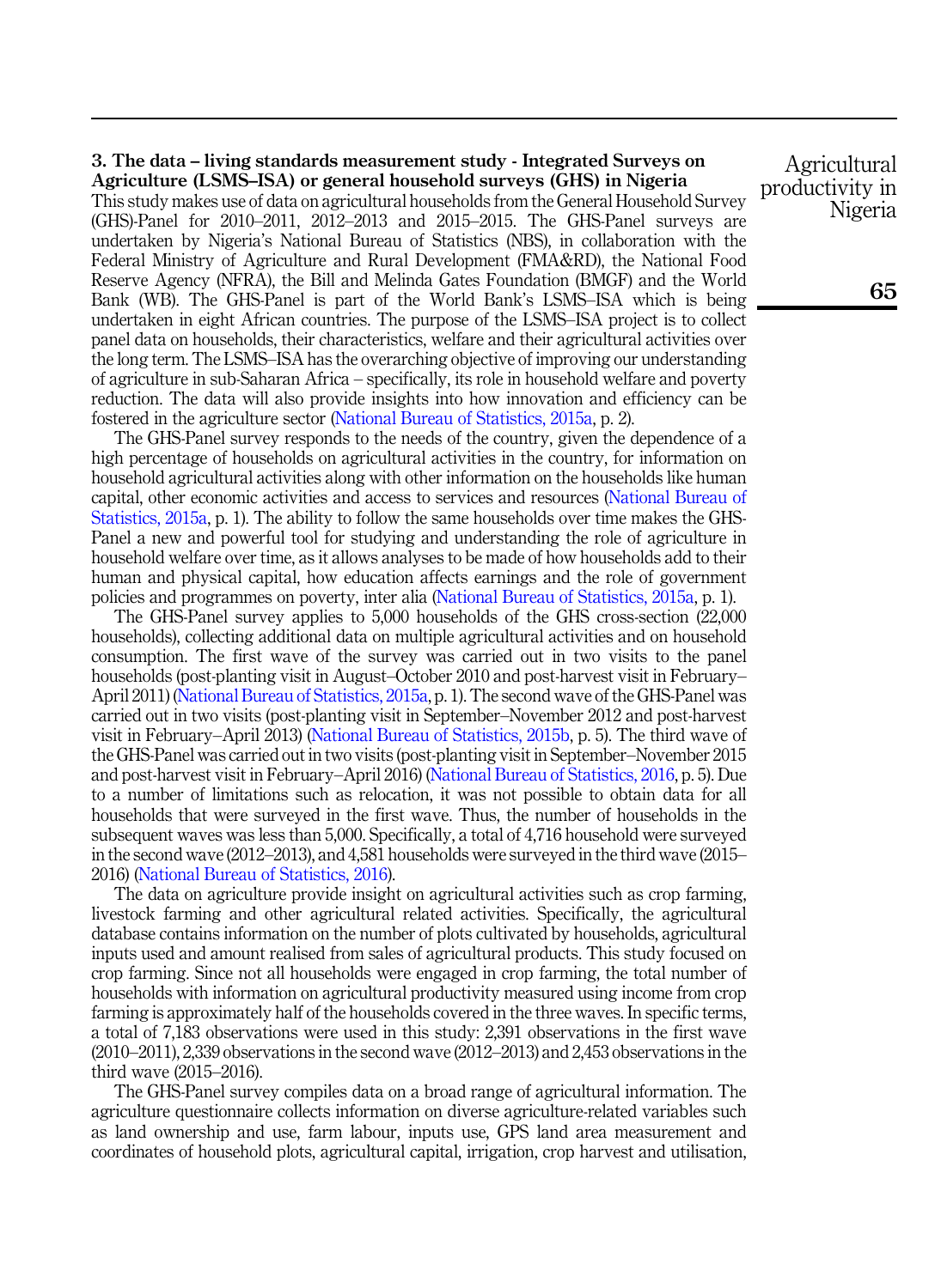## 3. The data – living standards measurement study - Integrated Surveys on Agriculture (LSMS–ISA) or general household surveys (GHS) in Nigeria

This study makes use of data on agricultural households from the General Household Survey (GHS)-Panel for 2010–2011, 2012–2013 and 2015–2015. The GHS-Panel surveys are undertaken by Nigeria's National Bureau of Statistics (NBS), in collaboration with the Federal Ministry of Agriculture and Rural Development (FMA&RD), the National Food Reserve Agency (NFRA), the Bill and Melinda Gates Foundation (BMGF) and the World Bank (WB). The GHS-Panel is part of the World Bank's LSMS–ISA which is being undertaken in eight African countries. The purpose of the LSMS–ISA project is to collect panel data on households, their characteristics, welfare and their agricultural activities over the long term. The LSMS–ISA has the overarching objective of improving our understanding of agriculture in sub-Saharan Africa – specifically, its role in household welfare and poverty reduction. The data will also provide insights into how innovation and efficiency can be fostered in the agriculture sector (National Bureau of Statistics, 2015a, p. 2).

The GHS-Panel survey responds to the needs of the country, given the dependence of a high percentage of households on agricultural activities in the country, for information on household agricultural activities along with other information on the households like human capital, other economic activities and access to services and resources (National Bureau of Statistics, 2015a, p. 1). The ability to follow the same households over time makes the GHS-Panel a new and powerful tool for studying and understanding the role of agriculture in household welfare over time, as it allows analyses to be made of how households add to their human and physical capital, how education affects earnings and the role of government policies and programmes on poverty, inter alia (National Bureau of Statistics, 2015a, p. 1).

The GHS-Panel survey applies to 5,000 households of the GHS cross-section (22,000 households), collecting additional data on multiple agricultural activities and on household consumption. The first wave of the survey was carried out in two visits to the panel households (post-planting visit in August–October 2010 and post-harvest visit in February–April 2011) (National Bureau of Statistics, 2015a, p. 1). The second wave of the GHS-Panel was carried out in two visits (post-planting visit in September–November 2012 and post-harvest visit in February–April 2013) (National Bureau of Statistics, 2015b, p. 5). The third wave of the GHS-Panel was carried out in two visits (post-planting visit in September–November 2015 and post-harvest visit in February–April 2016) (National Bureau of Statistics, 2016, p. 5). Due to a number of limitations such as relocation, it was not possible to obtain data for all households that were surveyed in the first wave. Thus, the number of households in the subsequent waves was less than 5,000. Specifically, a total of 4,716 household were surveyed in the second wave (2012–2013), and 4,581 households were surveyed in the third wave (2015–2016) (National Bureau of Statistics, 2016).

The data on agriculture provide insight on agricultural activities such as crop farming, livestock farming and other agricultural related activities. Specifically, the agricultural database contains information on the number of plots cultivated by households, agricultural inputs used and amount realised from sales of agricultural products. This study focused on crop farming. Since not all households were engaged in crop farming, the total number of households with information on agricultural productivity measured using income from crop farming is approximately half of the households covered in the three waves. In specific terms, a total of 7,183 observations were used in this study: 2,391 observations in the first wave (2010–2011), 2,339 observations in the second wave (2012–2013) and 2,453 observations in the third wave (2015–2016).

The GHS-Panel survey compiles data on a broad range of agricultural information. The agriculture questionnaire collects information on diverse agriculture-related variables such as land ownership and use, farm labour, inputs use, GPS land area measurement and coordinates of household plots, agricultural capital, irrigation, crop harvest and utilisation,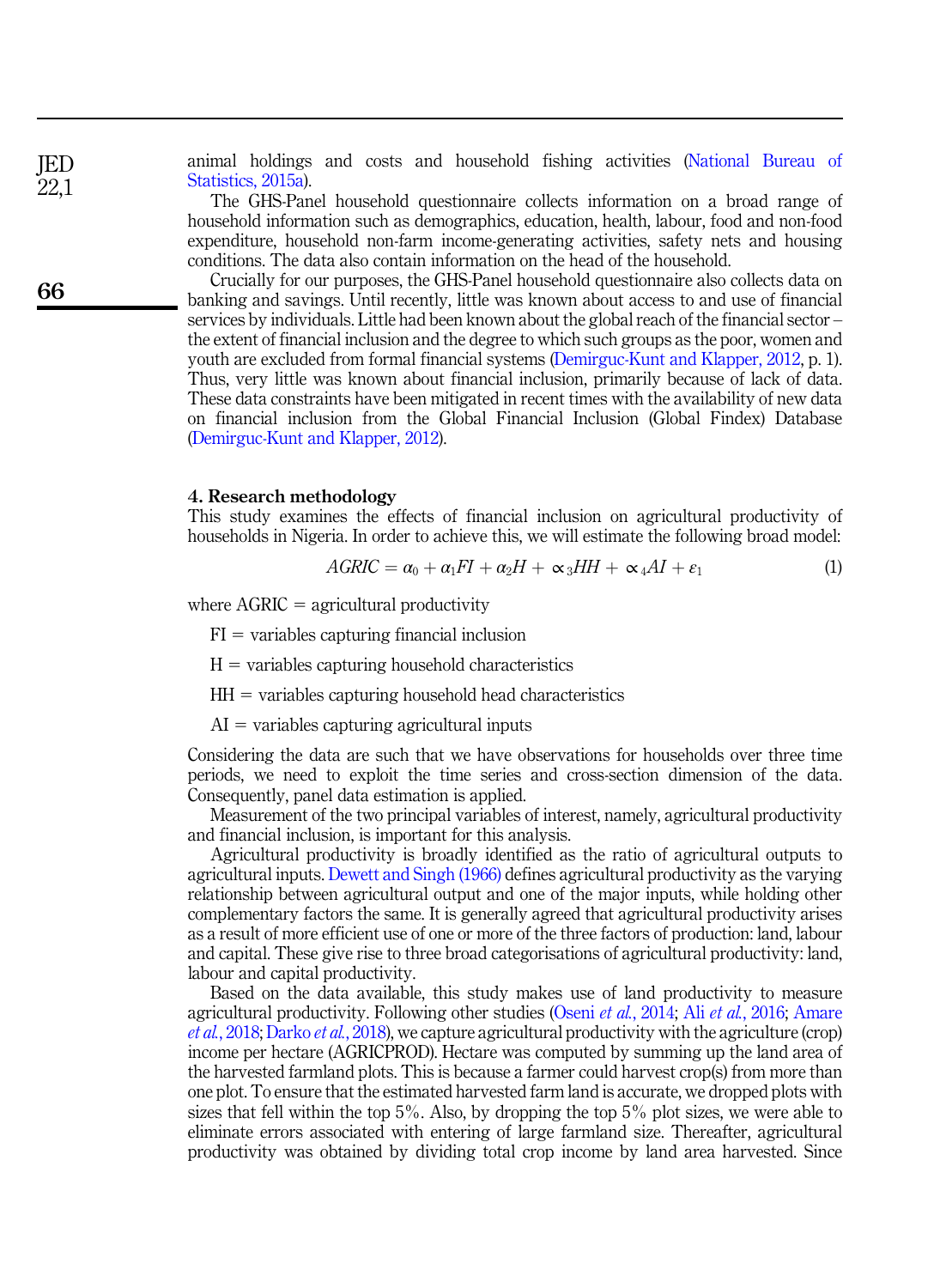animal holdings and costs and household fishing activities (National Bureau of Statistics, 2015a).

The GHS-Panel household questionnaire collects information on a broad range of household information such as demographics, education, health, labour, food and non-food expenditure, household non-farm income-generating activities, safety nets and housing conditions. The data also contain information on the head of the household.

Crucially for our purposes, the GHS-Panel household questionnaire also collects data on banking and savings. Until recently, little was known about access to and use of financial services by individuals. Little had been known about the global reach of the financial sector – the extent of financial inclusion and the degree to which such groups as the poor, women and youth are excluded from formal financial systems (Demirguc-Kunt and Klapper, 2012, p. 1). Thus, very little was known about financial inclusion, primarily because of lack of data. These data constraints have been mitigated in recent times with the availability of new data on financial inclusion from the Global Financial Inclusion (Global Findex) Database (Demirguc-Kunt and Klapper, 2012).

## 4. Research methodology

This study examines the effects of financial inclusion on agricultural productivity of households in Nigeria. In order to achieve this, we will estimate the following broad model:

$$AGRIC = \alpha_0 + \alpha_1 FI + \alpha_2 H + \propto_3 HH + \propto_4 AI + \varepsilon_1 \tag{1}$$

where AGRIC = agricultural productivity

FI = variables capturing financial inclusion

H = variables capturing household characteristics

HH = variables capturing household head characteristics

AI = variables capturing agricultural inputs

Considering the data are such that we have observations for households over three time periods, we need to exploit the time series and cross-section dimension of the data. Consequently, panel data estimation is applied.

Measurement of the two principal variables of interest, namely, agricultural productivity and financial inclusion, is important for this analysis.

Agricultural productivity is broadly identified as the ratio of agricultural outputs to agricultural inputs. Dewett and Singh (1966) defines agricultural productivity as the varying relationship between agricultural output and one of the major inputs, while holding other complementary factors the same. It is generally agreed that agricultural productivity arises as a result of more efficient use of one or more of the three factors of production: land, labour and capital. These give rise to three broad categorisations of agricultural productivity: land, labour and capital productivity.

Based on the data available, this study makes use of land productivity to measure agricultural productivity. Following other studies (Oseni *et al.*, 2014; Ali *et al.*, 2016; Amare *et al.*, 2018; Darko *et al.*, 2018), we capture agricultural productivity with the agriculture (crop) income per hectare (AGRICPROD). Hectare was computed by summing up the land area of the harvested farmland plots. This is because a farmer could harvest crop(s) from more than one plot. To ensure that the estimated harvested farm land is accurate, we dropped plots with sizes that fell within the top 5%. Also, by dropping the top 5% plot sizes, we were able to eliminate errors associated with entering of large farmland size. Thereafter, agricultural productivity was obtained by dividing total crop income by land area harvested. Since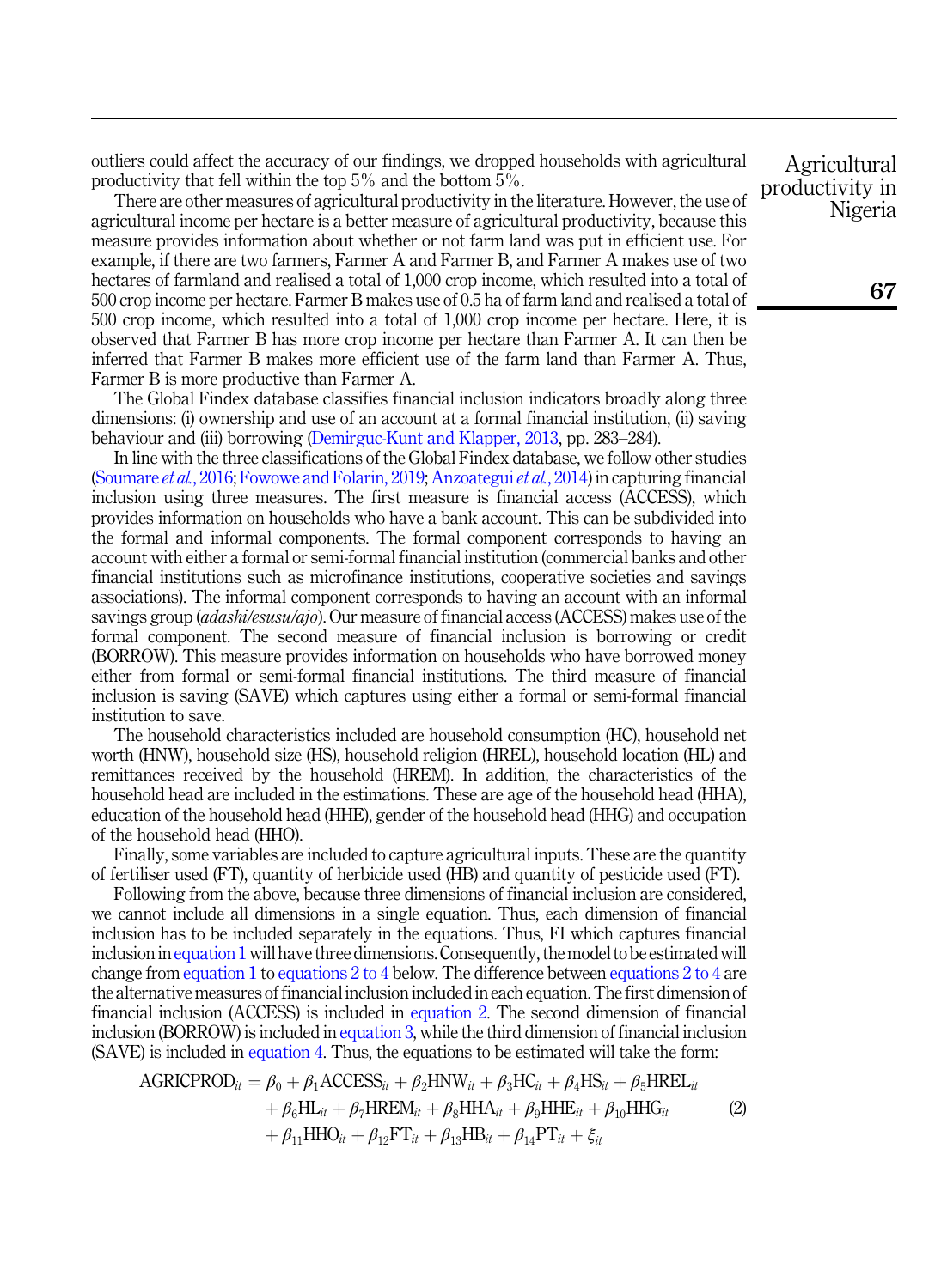outliers could affect the accuracy of our findings, we dropped households with agricultural productivity that fell within the top 5% and the bottom 5%.

There are other measures of agricultural productivity in the literature. However, the use of agricultural income per hectare is a better measure of agricultural productivity, because this measure provides information about whether or not farm land was put in efficient use. For example, if there are two farmers, Farmer A and Farmer B, and Farmer A makes use of two hectares of farmland and realised a total of 1,000 crop income, which resulted into a total of 500 crop income per hectare. Farmer B makes use of 0.5 ha of farm land and realised a total of 500 crop income, which resulted into a total of 1,000 crop income per hectare. Here, it is observed that Farmer B has more crop income per hectare than Farmer A. It can then be inferred that Farmer B makes more efficient use of the farm land than Farmer A. Thus, Farmer B is more productive than Farmer A.

The Global Findex database classifies financial inclusion indicators broadly along three dimensions: (i) ownership and use of an account at a formal financial institution, (ii) saving behaviour and (iii) borrowing (Demirguc-Kunt and Klapper, 2013, pp. 283–284).

In line with the three classifications of the Global Findex database, we follow other studies (Soumare *et al.*, 2016; Fowowe and Folarin, 2019; Anzoategui *et al.*, 2014) in capturing financial inclusion using three measures. The first measure is financial access (ACCESS), which provides information on households who have a bank account. This can be subdivided into the formal and informal components. The formal component corresponds to having an account with either a formal or semi-formal financial institution (commercial banks and other financial institutions such as microfinance institutions, cooperative societies and savings associations). The informal component corresponds to having an account with an informal savings group (*adashi/esusu/ajo*). Our measure of financial access (ACCESS) makes use of the formal component. The second measure of financial inclusion is borrowing or credit (BORROW). This measure provides information on households who have borrowed money either from formal or semi-formal financial institutions. The third measure of financial inclusion is saving (SAVE) which captures using either a formal or semi-formal financial institution to save.

The household characteristics included are household consumption (HC), household net worth (HNW), household size (HS), household religion (HREL), household location (HL) and remittances received by the household (HREM). In addition, the characteristics of the household head are included in the estimations. These are age of the household head (HHA), education of the household head (HHE), gender of the household head (HHG) and occupation of the household head (HHO).

Finally, some variables are included to capture agricultural inputs. These are the quantity of fertiliser used (FT), quantity of herbicide used (HB) and quantity of pesticide used (FT).

Following from the above, because three dimensions of financial inclusion are considered, we cannot include all dimensions in a single equation. Thus, each dimension of financial inclusion has to be included separately in the equations. Thus, FI which captures financial inclusion in equation 1 will have three dimensions. Consequently, the model to be estimated will change from equation 1 to equations 2 to 4 below. The difference between equations 2 to 4 are the alternative measures of financial inclusion included in each equation. The first dimension of financial inclusion (ACCESS) is included in equation 2. The second dimension of financial inclusion (BORROW) is included in equation 3, while the third dimension of financial inclusion (SAVE) is included in equation 4. Thus, the equations to be estimated will take the form:

$$
\begin{aligned}
\text{AGRICPROD}_{it} = {} & \beta_0 + \beta_1\text{ACCESS}_{it} + \beta_2\text{HNW}_{it} + \beta_3\text{HC}_{it} + \beta_4\text{HS}_{it} + \beta_5\text{HREL}_{it} \\
& + \beta_6\text{HL}_{it} + \beta_7\text{HREM}_{it} + \beta_8\text{HHA}_{it} + \beta_9\text{HHE}_{it} + \beta_{10}\text{HHG}_{it} \\
& + \beta_{11}\text{HHO}_{it} + \beta_{12}\text{FT}_{it} + \beta_{13}\text{HB}_{it} + \beta_{14}\text{PT}_{it} + \xi_{it}
\end{aligned} \tag{2}
$$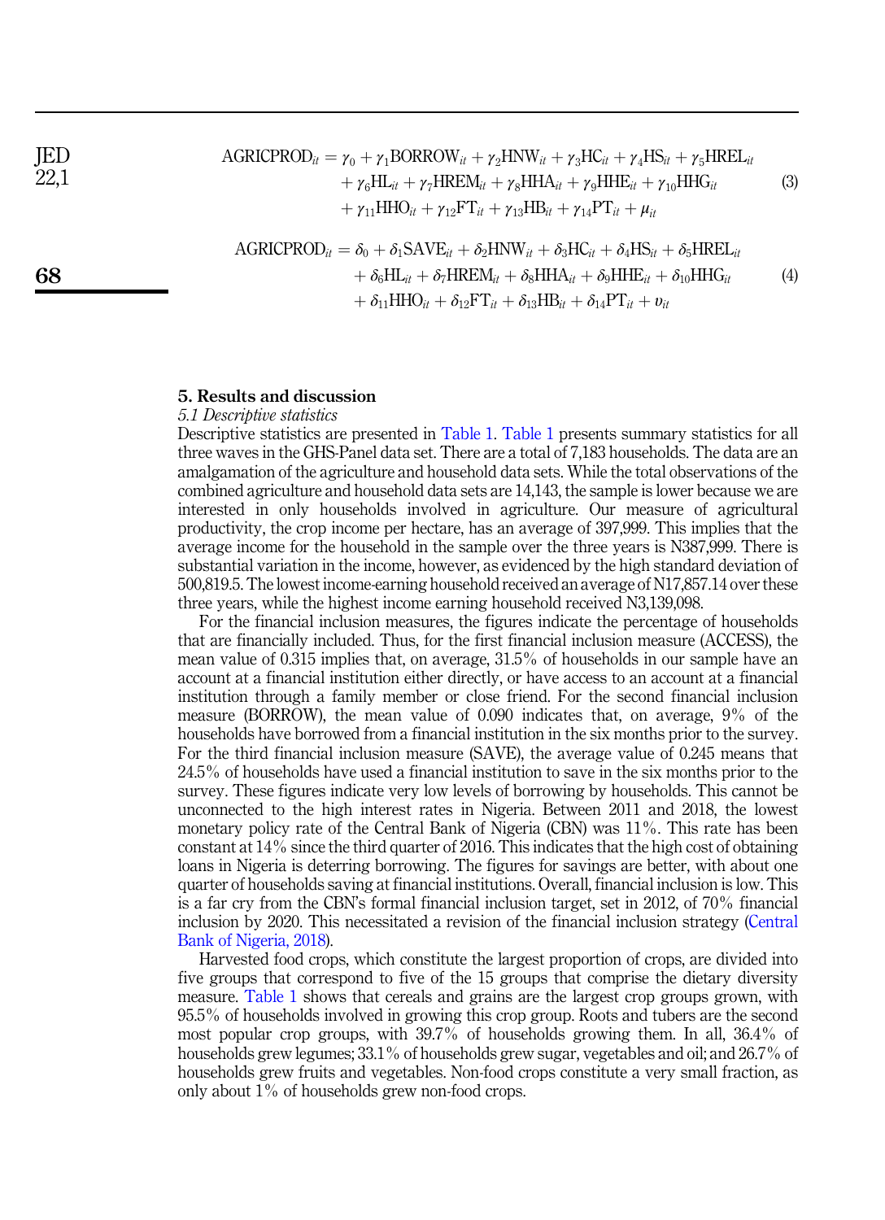$$
\begin{aligned}
\text{AGRICPROD}_{it} = \gamma_0 &+ \gamma_1\text{BORROW}_{it} + \gamma_2\text{HNW}_{it} + \gamma_3\text{HC}_{it} + \gamma_4\text{HS}_{it} + \gamma_5\text{HREL}_{it} \\
&+ \gamma_6\text{HL}_{it} + \gamma_7\text{HREM}_{it} + \gamma_8\text{HHA}_{it} + \gamma_9\text{HHE}_{it} + \gamma_{10}\text{HHG}_{it} \\
&+ \gamma_{11}\text{HHO}_{it} + \gamma_{12}\text{FT}_{it} + \gamma_{13}\text{HB}_{it} + \gamma_{14}\text{PT}_{it} + \mu_{it}
\end{aligned} \tag{3}
$$

$$
\begin{aligned}
\text{AGRICPROD}_{it} = \delta_0 &+ \delta_1\text{SAVE}_{it} + \delta_2\text{HNW}_{it} + \delta_3\text{HC}_{it} + \delta_4\text{HS}_{it} + \delta_5\text{HREL}_{it} \\
&+ \delta_6\text{HL}_{it} + \delta_7\text{HREM}_{it} + \delta_8\text{HHA}_{it} + \delta_9\text{HHE}_{it} + \delta_{10}\text{HHG}_{it} \\
&+ \delta_{11}\text{HHO}_{it} + \delta_{12}\text{FT}_{it} + \delta_{13}\text{HB}_{it} + \delta_{14}\text{PT}_{it} + \upsilon_{it}
\end{aligned} \tag{4}
$$

## 5. Results and discussion

### *5.1 Descriptive statistics*

Descriptive statistics are presented in Table 1. Table 1 presents summary statistics for all three waves in the GHS-Panel data set. There are a total of 7,183 households. The data are an amalgamation of the agriculture and household data sets. While the total observations of the combined agriculture and household data sets are 14,143, the sample is lower because we are interested in only households involved in agriculture. Our measure of agricultural productivity, the crop income per hectare, has an average of 397,999. This implies that the average income for the household in the sample over the three years is N387,999. There is substantial variation in the income, however, as evidenced by the high standard deviation of 500,819.5. The lowest income-earning household received an average of N17,857.14 over these three years, while the highest income earning household received N3,139,098.

For the financial inclusion measures, the figures indicate the percentage of households that are financially included. Thus, for the first financial inclusion measure (ACCESS), the mean value of 0.315 implies that, on average, 31.5% of households in our sample have an account at a financial institution either directly, or have access to an account at a financial institution through a family member or close friend. For the second financial inclusion measure (BORROW), the mean value of 0.090 indicates that, on average, 9% of the households have borrowed from a financial institution in the six months prior to the survey. For the third financial inclusion measure (SAVE), the average value of 0.245 means that 24.5% of households have used a financial institution to save in the six months prior to the survey. These figures indicate very low levels of borrowing by households. This cannot be unconnected to the high interest rates in Nigeria. Between 2011 and 2018, the lowest monetary policy rate of the Central Bank of Nigeria (CBN) was 11%. This rate has been constant at 14% since the third quarter of 2016. This indicates that the high cost of obtaining loans in Nigeria is deterring borrowing. The figures for savings are better, with about one quarter of households saving at financial institutions. Overall, financial inclusion is low. This is a far cry from the CBN's formal financial inclusion target, set in 2012, of 70% financial inclusion by 2020. This necessitated a revision of the financial inclusion strategy (Central Bank of Nigeria, 2018).

Harvested food crops, which constitute the largest proportion of crops, are divided into five groups that correspond to five of the 15 groups that comprise the dietary diversity measure. Table 1 shows that cereals and grains are the largest crop groups grown, with 95.5% of households involved in growing this crop group. Roots and tubers are the second most popular crop groups, with 39.7% of households growing them. In all, 36.4% of households grew legumes; 33.1% of households grew sugar, vegetables and oil; and 26.7% of households grew fruits and vegetables. Non-food crops constitute a very small fraction, as only about 1% of households grew non-food crops.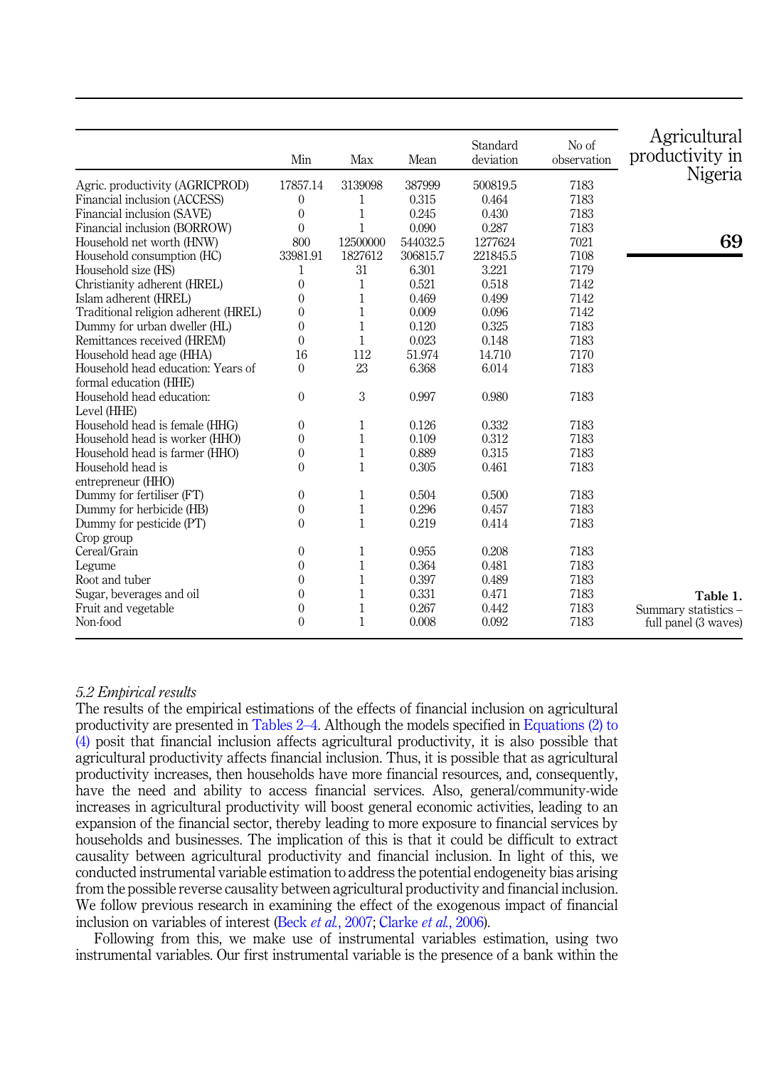**Table 1.** Summary statistics – full panel (3 waves)

| | Min | Max | Mean | Standard deviation | No of observation |
|---|---|---|---|---|---|
| Agric. productivity (AGRICPROD) | 17857.14 | 3139098 | 387999 | 500819.5 | 7183 |
| Financial inclusion (ACCESS) | 0 | 1 | 0.315 | 0.464 | 7183 |
| Financial inclusion (SAVE) | 0 | 1 | 0.245 | 0.430 | 7183 |
| Financial inclusion (BORROW) | 0 | 1 | 0.090 | 0.287 | 7183 |
| Household net worth (HNW) | 800 | 12500000 | 544032.5 | 1277624 | 7021 |
| Household consumption (HC) | 33981.91 | 1827612 | 306815.7 | 221845.5 | 7108 |
| Household size (HS) | 1 | 31 | 6.301 | 3.221 | 7179 |
| Christianity adherent (HREL) | 0 | 1 | 0.521 | 0.518 | 7142 |
| Islam adherent (HREL) | 0 | 1 | 0.469 | 0.499 | 7142 |
| Traditional religion adherent (HREL) | 0 | 1 | 0.009 | 0.096 | 7142 |
| Dummy for urban dweller (HL) | 0 | 1 | 0.120 | 0.325 | 7183 |
| Remittances received (HREM) | 0 | 1 | 0.023 | 0.148 | 7183 |
| Household head age (HHA) | 16 | 112 | 51.974 | 14.710 | 7170 |
| Household head education: Years of formal education (HHE) | 0 | 23 | 6.368 | 6.014 | 7183 |
| Household head education: Level (HHE) | 0 | 3 | 0.997 | 0.980 | 7183 |
| Household head is female (HHG) | 0 | 1 | 0.126 | 0.332 | 7183 |
| Household head is worker (HHO) | 0 | 1 | 0.109 | 0.312 | 7183 |
| Household head is farmer (HHO) | 0 | 1 | 0.889 | 0.315 | 7183 |
| Household head is entrepreneur (HHO) | 0 | 1 | 0.305 | 0.461 | 7183 |
| Dummy for fertiliser (FT) | 0 | 1 | 0.504 | 0.500 | 7183 |
| Dummy for herbicide (HB) | 0 | 1 | 0.296 | 0.457 | 7183 |
| Dummy for pesticide (PT) | 0 | 1 | 0.219 | 0.414 | 7183 |
| Crop group | | | | | |
| Cereal/Grain | 0 | 1 | 0.955 | 0.208 | 7183 |
| Legume | 0 | 1 | 0.364 | 0.481 | 7183 |
| Root and tuber | 0 | 1 | 0.397 | 0.489 | 7183 |
| Sugar, beverages and oil | 0 | 1 | 0.331 | 0.471 | 7183 |
| Fruit and vegetable | 0 | 1 | 0.267 | 0.442 | 7183 |
| Non-food | 0 | 1 | 0.008 | 0.092 | 7183 |

### *5.2 Empirical results*

The results of the empirical estimations of the effects of financial inclusion on agricultural productivity are presented in Tables 2–4. Although the models specified in Equations (2) to (4) posit that financial inclusion affects agricultural productivity, it is also possible that agricultural productivity affects financial inclusion. Thus, it is possible that as agricultural productivity increases, then households have more financial resources, and, consequently, have the need and ability to access financial services. Also, general/community-wide increases in agricultural productivity will boost general economic activities, leading to an expansion of the financial sector, thereby leading to more exposure to financial services by households and businesses. The implication of this is that it could be difficult to extract causality between agricultural productivity and financial inclusion. In light of this, we conducted instrumental variable estimation to address the potential endogeneity bias arising from the possible reverse causality between agricultural productivity and financial inclusion. We follow previous research in examining the effect of the exogenous impact of financial inclusion on variables of interest (Beck *et al.*, 2007; Clarke *et al.*, 2006).

Following from this, we make use of instrumental variables estimation, using two instrumental variables. Our first instrumental variable is the presence of a bank within the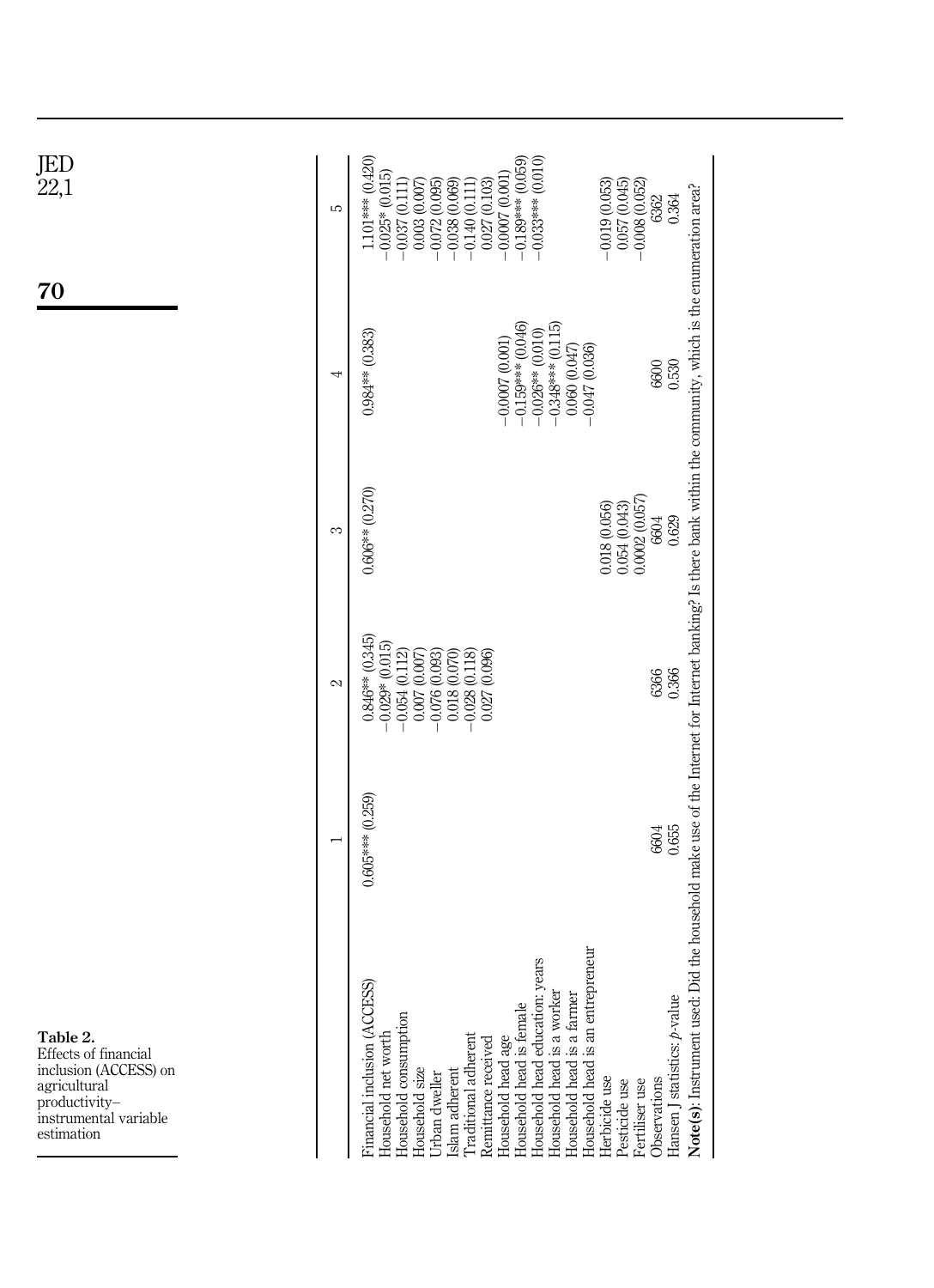**Table 2.** Effects of financial inclusion (ACCESS) on agricultural productivity–instrumental variable estimation

| | 1 | 2 | 3 | 4 | 5 |
|---|---|---|---|---|---|
| Financial inclusion (ACCESS) | 0.605*** (0.259) | 0.846** (0.345) | 0.606** (0.270) | 0.984** (0.383) | 1.101*** (0.420) |
| Household net worth | | −0.029* (0.015) | | | −0.025* (0.015) |
| Household consumption | | −0.054 (0.112) | | | −0.037 (0.111) |
| Household size | | 0.007 (0.007) | | | 0.003 (0.007) |
| Urban dweller | | −0.076 (0.093) | | | −0.072 (0.095) |
| Islam adherent | | 0.018 (0.070) | | | −0.038 (0.069) |
| Traditional adherent | | −0.028 (0.118) | | | −0.140 (0.111) |
| Remittance received | | 0.027 (0.096) | | | 0.027 (0.103) |
| Household head age | | | | −0.0007 (0.001) | −0.0007 (0.001) |
| Household head is female | | | | −0.159*** (0.046) | −0.189*** (0.059) |
| Household head education: years | | | | −0.026** (0.010) | −0.033*** (0.010) |
| Household head is a worker | | | | −0.348*** (0.115) | |
| Household head is a farmer | | | | 0.060 (0.047) | |
| Household head is an entrepreneur | | | | −0.047 (0.036) | |
| Herbicide use | | | 0.018 (0.056) | | −0.019 (0.053) |
| Pesticide use | | | 0.054 (0.043) | | 0.057 (0.045) |
| Fertiliser use | | | 0.0002 (0.057) | | −0.008 (0.052) |
| Observations | 6604 | 6366 | 6604 | 6600 | 6362 |
| Hansen J statistics: $p$-value | 0.655 | 0.366 | 0.629 | 0.530 | 0.364 |

**Note(s)**: Instrument used: Did the household make use of the Internet for Internet banking? Is there bank within the community, which is the enumeration area?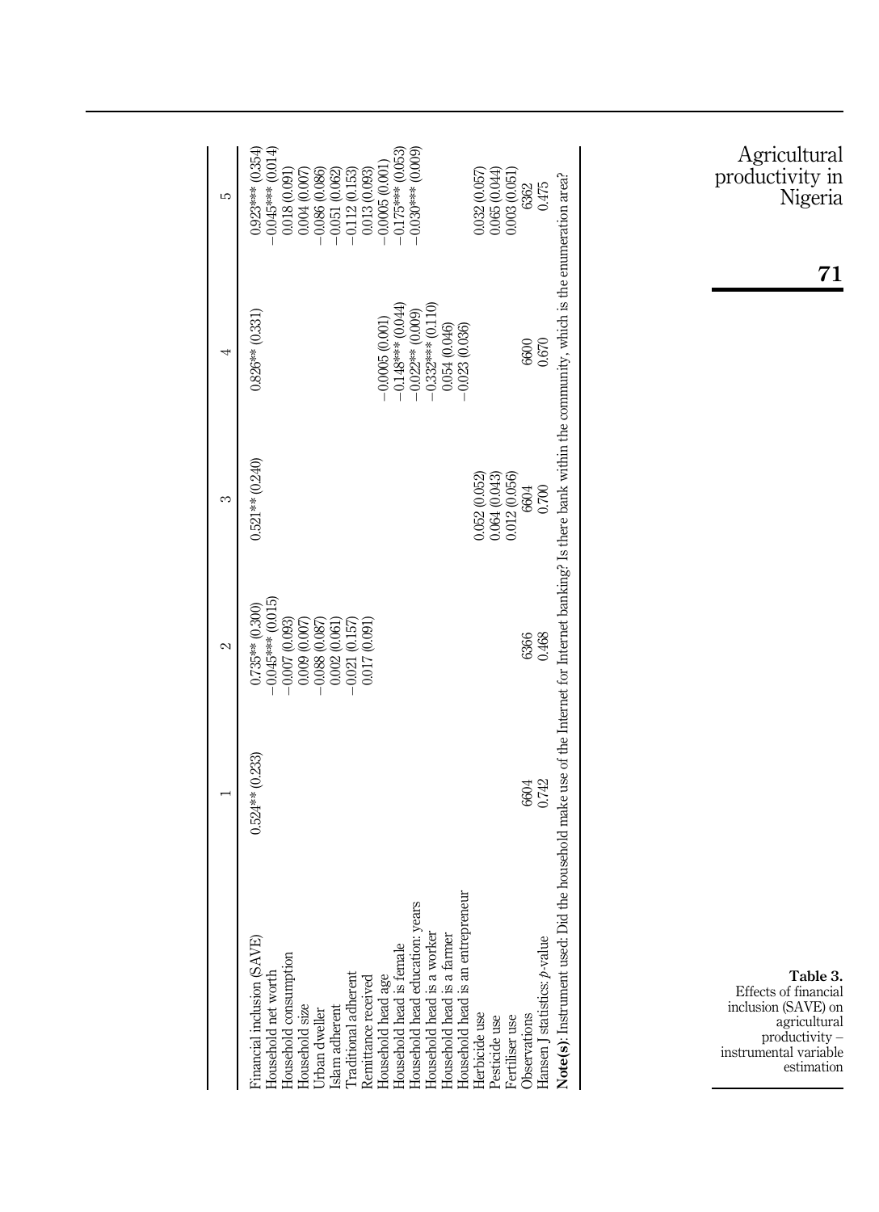**Table 3.** Effects of financial inclusion (SAVE) on agricultural productivity – instrumental variable estimation

| | 1 | 2 | 3 | 4 | 5 |
|---|---|---|---|---|---|
| Financial inclusion (SAVE) | 0.524** (0.233) | 0.735** (0.300) | 0.521** (0.240) | 0.826** (0.331) | 0.923*** (0.354) |
| Household net worth | | −0.045*** (0.015) | | | −0.045*** (0.014) |
| Household consumption | | −0.007 (0.093) | | | 0.018 (0.091) |
| Household size | | 0.009 (0.007) | | | 0.004 (0.007) |
| Urban dweller | | −0.088 (0.087) | | | −0.086 (0.086) |
| Islam adherent | | 0.002 (0.061) | | | −0.051 (0.062) |
| Traditional adherent | | −0.021 (0.157) | | | −0.112 (0.153) |
| Remittance received | | 0.017 (0.091) | | | 0.013 (0.093) |
| Household head age | | | | −0.0005 (0.001) | −0.0005 (0.001) |
| Household head is female | | | | −0.148*** (0.044) | −0.175*** (0.053) |
| Household head education: years | | | | −0.022** (0.009) | −0.030*** (0.009) |
| Household head is a worker | | | | −0.332*** (0.110) | |
| Household head is a farmer | | | | 0.054 (0.046) | |
| Household head is an entrepreneur | | | | −0.023 (0.036) | |
| Herbicide use | | | 0.052 (0.052) | | 0.032 (0.057) |
| Pesticide use | | | 0.064 (0.043) | | 0.065 (0.044) |
| Fertiliser use | | | 0.012 (0.056) | | 0.003 (0.051) |
| Observations | 6604 | 6366 | 6604 | 6600 | 6362 |
| Hansen J statistics: *p*-value | 0.742 | 0.468 | 0.700 | 0.670 | 0.475 |

**Note(s)**: Instrument used: Did the household make use of the Internet for Internet banking? Is there bank within the community, which is the enumeration area?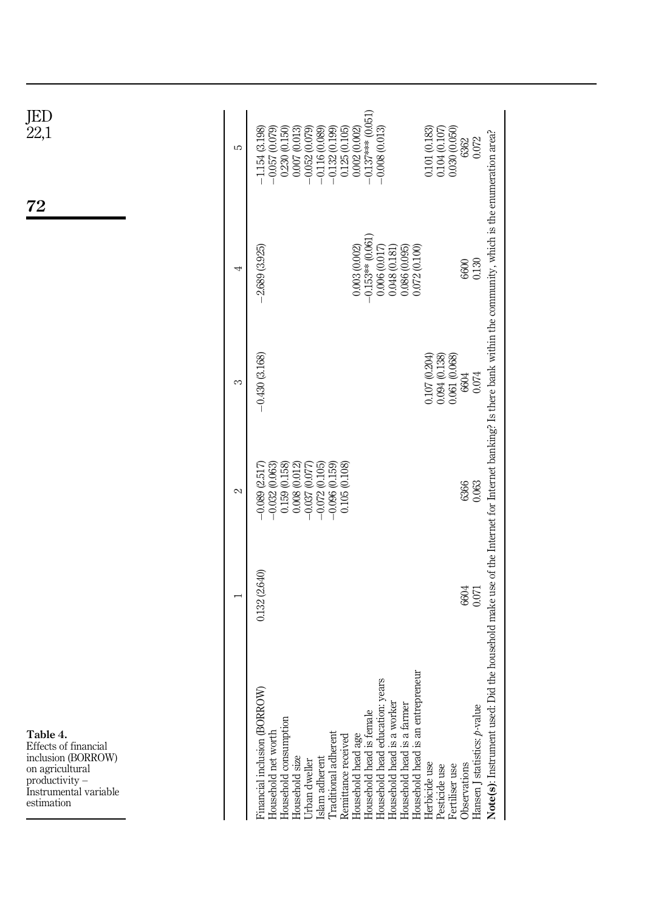**Table 4.** Effects of financial inclusion (BORROW) on agricultural productivity – Instrumental variable estimation

| | 1 | 2 | 3 | 4 | 5 |
|---|---|---|---|---|---|
| Financial inclusion (BORROW) | 0.132 (2.640) | −0.089 (2.517) | −0.430 (3.168) | −2.689 (3.925) | −1.154 (3.198) |
| Household net worth | | −0.032 (0.063) | | | −0.057 (0.079) |
| Household consumption | | 0.159 (0.158) | | | 0.230 (0.150) |
| Household size | | 0.008 (0.012) | | | 0.007 (0.013) |
| Urban dweller | | −0.037 (0.077) | | | −0.052 (0.079) |
| Islam adherent | | −0.072 (0.105) | | | −0.116 (0.089) |
| Traditional adherent | | −0.096 (0.159) | | | −0.132 (0.199) |
| Remittance received | | 0.105 (0.108) | | | 0.125 (0.105) |
| Household head age | | | | 0.003 (0.002) | 0.002 (0.002) |
| Household head is female | | | | −0.153** (0.061) | −0.137*** (0.051) |
| Household head education: years | | | | 0.006 (0.017) | −0.008 (0.013) |
| Household head is a worker | | | | 0.048 (0.181) | |
| Household head is a farmer | | | | 0.086 (0.095) | |
| Household head is an entrepreneur | | | | 0.072 (0.100) | |
| Herbicide use | | | 0.107 (0.204) | | 0.101 (0.183) |
| Pesticide use | | | 0.094 (0.138) | | 0.104 (0.107) |
| Fertiliser use | | | 0.061 (0.068) | | 0.030 (0.050) |
| Observations | 6604 | 6366 | 6604 | 6600 | 6362 |
| Hansen J statistics: *p*-value | 0.071 | 0.063 | 0.074 | 0.130 | 0.072 |

**Note(s)**: Instrument used: Did the household make use of the Internet for Internet banking? Is there bank within the community, which is the enumeration area?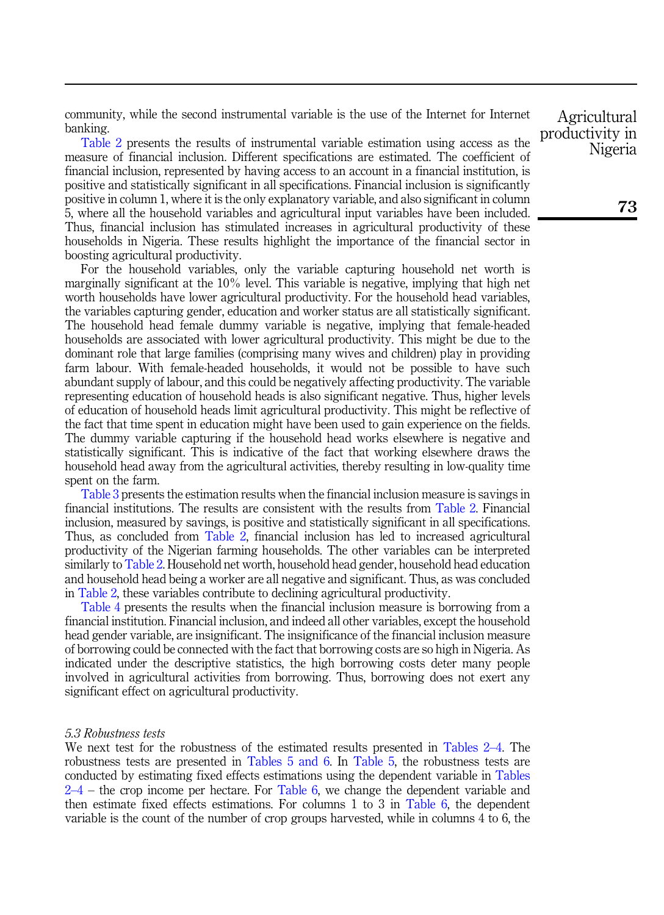community, while the second instrumental variable is the use of the Internet for Internet banking.

Table 2 presents the results of instrumental variable estimation using access as the measure of financial inclusion. Different specifications are estimated. The coefficient of financial inclusion, represented by having access to an account in a financial institution, is positive and statistically significant in all specifications. Financial inclusion is significantly positive in column 1, where it is the only explanatory variable, and also significant in column 5, where all the household variables and agricultural input variables have been included. Thus, financial inclusion has stimulated increases in agricultural productivity of these households in Nigeria. These results highlight the importance of the financial sector in boosting agricultural productivity.

For the household variables, only the variable capturing household net worth is marginally significant at the 10% level. This variable is negative, implying that high net worth households have lower agricultural productivity. For the household head variables, the variables capturing gender, education and worker status are all statistically significant. The household head female dummy variable is negative, implying that female-headed households are associated with lower agricultural productivity. This might be due to the dominant role that large families (comprising many wives and children) play in providing farm labour. With female-headed households, it would not be possible to have such abundant supply of labour, and this could be negatively affecting productivity. The variable representing education of household heads is also significant negative. Thus, higher levels of education of household heads limit agricultural productivity. This might be reflective of the fact that time spent in education might have been used to gain experience on the fields. The dummy variable capturing if the household head works elsewhere is negative and statistically significant. This is indicative of the fact that working elsewhere draws the household head away from the agricultural activities, thereby resulting in low-quality time spent on the farm.

Table 3 presents the estimation results when the financial inclusion measure is savings in financial institutions. The results are consistent with the results from Table 2. Financial inclusion, measured by savings, is positive and statistically significant in all specifications. Thus, as concluded from Table 2, financial inclusion has led to increased agricultural productivity of the Nigerian farming households. The other variables can be interpreted similarly to Table 2. Household net worth, household head gender, household head education and household head being a worker are all negative and significant. Thus, as was concluded in Table 2, these variables contribute to declining agricultural productivity.

Table 4 presents the results when the financial inclusion measure is borrowing from a financial institution. Financial inclusion, and indeed all other variables, except the household head gender variable, are insignificant. The insignificance of the financial inclusion measure of borrowing could be connected with the fact that borrowing costs are so high in Nigeria. As indicated under the descriptive statistics, the high borrowing costs deter many people involved in agricultural activities from borrowing. Thus, borrowing does not exert any significant effect on agricultural productivity.

### *5.3 Robustness tests*

We next test for the robustness of the estimated results presented in Tables 2–4. The robustness tests are presented in Tables 5 and 6. In Table 5, the robustness tests are conducted by estimating fixed effects estimations using the dependent variable in Tables 2–4 – the crop income per hectare. For Table 6, we change the dependent variable and then estimate fixed effects estimations. For columns 1 to 3 in Table 6, the dependent variable is the count of the number of crop groups harvested, while in columns 4 to 6, the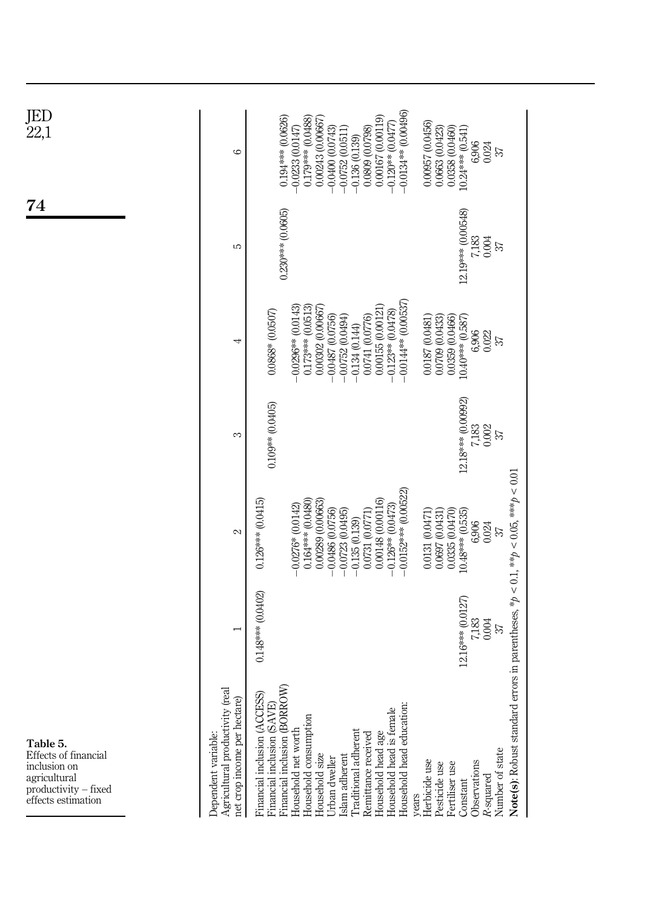**Table 5.** Effects of financial inclusion on agricultural productivity – fixed effects estimation

| Dependent variable: Agricultural productivity (real net crop income per hectare) | 1 | 2 | 3 | 4 | 5 | 6 |
|---|---|---|---|---|---|---|
| Financial inclusion (ACCESS) | 0.148*** (0.0402) | 0.126*** (0.0415) | | | | |
| Financial inclusion (SAVE) | | | 0.109** (0.0405) | 0.0868* (0.0507) | | |
| Financial inclusion (BORROW) | | | | | 0.230*** (0.0605) | 0.194*** (0.0626) |
| Household net worth | | −0.0276* (0.0142) | | −0.0296** (0.0143) | | −0.0233 (0.0147) |
| Household consumption | | 0.164*** (0.0480) | | 0.173*** (0.0513) | | 0.179*** (0.0488) |
| Household size | | 0.00289 (0.00663) | | 0.00302 (0.00667) | | 0.00243 (0.00667) |
| Urban dweller | | −0.0486 (0.0756) | | −0.0487 (0.0756) | | −0.0400 (0.0743) |
| Islam adherent | | −0.0723 (0.0495) | | −0.0752 (0.0494) | | −0.0752 (0.0511) |
| Traditional adherent | | −0.135 (0.139) | | −0.134 (0.144) | | −0.136 (0.139) |
| Remittance received | | 0.0731 (0.0771) | | 0.0741 (0.0776) | | 0.0809 (0.0798) |
| Household head age | | 0.00148 (0.00116) | | 0.00155 (0.00121) | | 0.00167 (0.00119) |
| Household head is female | | −0.126** (0.0473) | | −0.123** (0.0478) | | −0.120** (0.0477) |
| Household head education: years | | −0.0152*** (0.00522) | | −0.0144** (0.00537) | | −0.0134** (0.00496) |
| Herbicide use | | 0.0131 (0.0471) | | 0.0187 (0.0481) | | 0.00957 (0.0456) |
| Pesticide use | | 0.0697 (0.0431) | | 0.0709 (0.0433) | | 0.0663 (0.0423) |
| Fertiliser use | | 0.0335 (0.0470) | | 0.0359 (0.0466) | | 0.0358 (0.0460) |
| Constant | 12.16*** (0.0127) | 10.48*** (0.535) | 12.18*** (0.00992) | 10.40*** (0.587) | 12.19*** (0.00548) | 10.24*** (0.541) |
| Observations | 7,183 | 6,906 | 7,183 | 6,906 | 7,183 | 6,906 |
| R-squared | 0.004 | 0.024 | 0.002 | 0.022 | 0.004 | 0.024 |
| Number of state | 37 | 37 | 37 | 37 | 37 | 37 |

**Note(s)**: Robust standard errors in parentheses, *$p < 0.1$, **$p < 0.05$, ***$p < 0.01$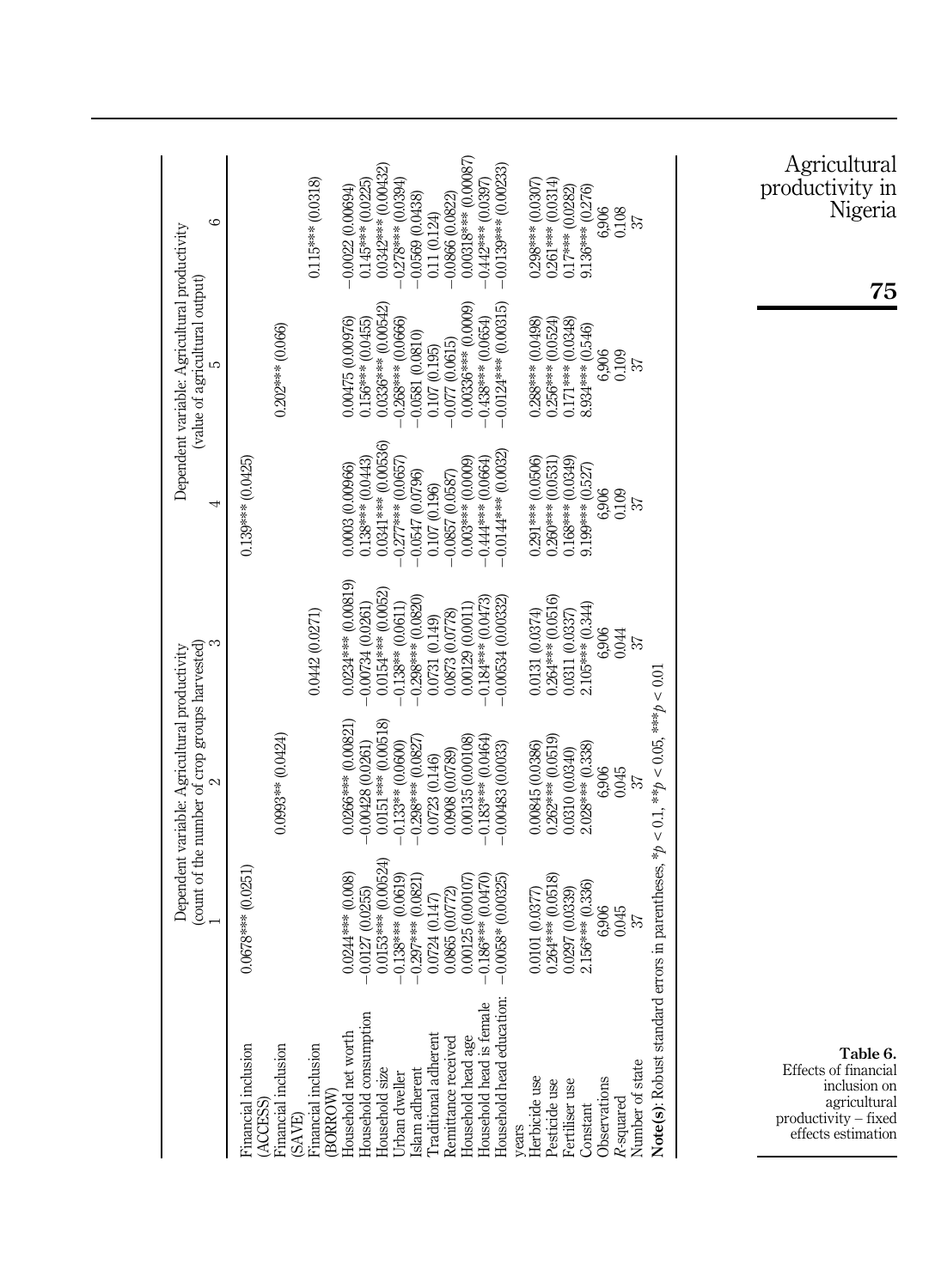**Table 6.** Effects of financial inclusion on agricultural productivity – fixed effects estimation

| | Dependent variable: Agricultural productivity (count of the number of crop groups harvested) | | | Dependent variable: Agricultural productivity (value of agricultural output) | | |
|---|---|---|---|---|---|---|
| | 1 | 2 | 3 | 4 | 5 | 6 |
| Financial inclusion (ACCESS) | 0.0678*** (0.0251) | | | 0.139*** (0.0425) | | |
| Financial inclusion (SAVE) | | 0.0993** (0.0424) | | | 0.202*** (0.066) | |
| Financial inclusion (BORROW) | | | 0.0442 (0.0271) | | | 0.115*** (0.0318) |
| Household net worth | 0.0244*** (0.008) | 0.0266*** (0.00821) | 0.0234*** (0.00819) | 0.0003 (0.00966) | 0.00475 (0.00976) | −0.0022 (0.00694) |
| Household consumption | −0.0127 (0.0255) | −0.00428 (0.0261) | −0.00734 (0.0261) | 0.138*** (0.0443) | 0.156*** (0.0455) | 0.145*** (0.0225) |
| Household size | 0.0153*** (0.00524) | 0.0151*** (0.00518) | 0.0154*** (0.0052) | 0.0341*** (0.00536) | 0.0336*** (0.00542) | 0.0342*** (0.00432) |
| Urban dweller | −0.138*** (0.0619) | −0.133** (0.0600) | −0.138** (0.0611) | −0.277*** (0.0657) | −0.268*** (0.0666) | −0.278*** (0.0394) |
| Islam adherent | −0.297*** (0.0821) | −0.298*** (0.0827) | −0.298*** (0.0820) | −0.0547 (0.0796) | −0.0581 (0.0810) | −0.0569 (0.0438) |
| Traditional adherent | 0.0724 (0.147) | 0.0723 (0.146) | 0.0731 (0.149) | 0.107 (0.196) | 0.107 (0.195) | 0.11 (0.124) |
| Remittance received | 0.0865 (0.0772) | 0.0908 (0.0789) | 0.0873 (0.0778) | −0.0857 (0.0587) | −0.077 (0.0615) | −0.0866 (0.0822) |
| Household head age | 0.00125 (0.00107) | 0.00135 (0.00108) | 0.00129 (0.0011) | 0.003*** (0.0009) | 0.00336*** (0.0009) | 0.00318*** (0.00087) |
| Household head is female | −0.186*** (0.0470) | −0.183*** (0.0464) | −0.184*** (0.0473) | −0.444*** (0.0664) | −0.438*** (0.0654) | −0.442*** (0.0397) |
| Household head education: years | −0.0058* (0.00325) | −0.00483 (0.0033) | −0.00534 (0.00332) | −0.0144*** (0.0032) | −0.0124*** (0.00315) | −0.0139*** (0.00233) |
| Herbicide use | 0.0101 (0.0377) | 0.00845 (0.0386) | 0.0131 (0.0374) | 0.291*** (0.0506) | 0.288*** (0.0498) | 0.298*** (0.0307) |
| Pesticide use | 0.264*** (0.0518) | 0.262*** (0.0519) | 0.264*** (0.0516) | 0.260*** (0.0531) | 0.256*** (0.0524) | 0.261*** (0.0314) |
| Fertiliser use | 0.0297 (0.0339) | 0.0310 (0.0340) | 0.0311 (0.0337) | 0.168*** (0.0349) | 0.171*** (0.0348) | 0.17*** (0.0282) |
| Constant | 2.156*** (0.336) | 2.028*** (0.338) | 2.105*** (0.344) | 9.199*** (0.527) | 8.934*** (0.546) | 9.136*** (0.276) |
| Observations | 6,906 | 6,906 | 6,906 | 6,906 | 6,906 | 6,906 |
| $R$-squared | 0.045 | 0.045 | 0.044 | 0.109 | 0.109 | 0.108 |
| Number of state | 37 | 37 | 37 | 37 | 37 | 37 |

**Note(s):** Robust standard errors in parentheses, $^{*}p < 0.1$, $^{**}p < 0.05$, $^{***}p < 0.01$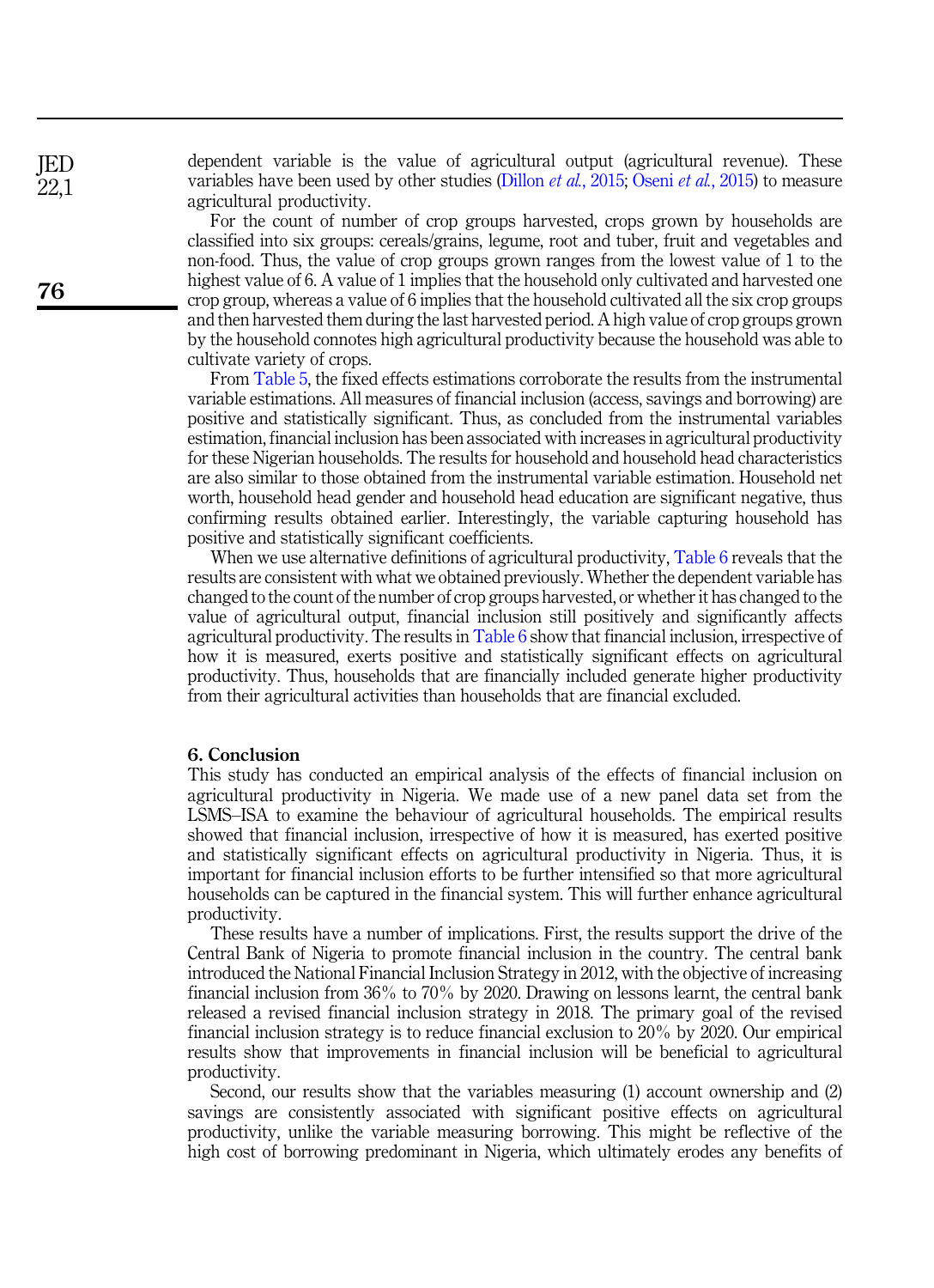dependent variable is the value of agricultural output (agricultural revenue). These variables have been used by other studies (Dillon *et al.*, 2015; Oseni *et al.*, 2015) to measure agricultural productivity.

For the count of number of crop groups harvested, crops grown by households are classified into six groups: cereals/grains, legume, root and tuber, fruit and vegetables and non-food. Thus, the value of crop groups grown ranges from the lowest value of 1 to the highest value of 6. A value of 1 implies that the household only cultivated and harvested one crop group, whereas a value of 6 implies that the household cultivated all the six crop groups and then harvested them during the last harvested period. A high value of crop groups grown by the household connotes high agricultural productivity because the household was able to cultivate variety of crops.

From Table 5, the fixed effects estimations corroborate the results from the instrumental variable estimations. All measures of financial inclusion (access, savings and borrowing) are positive and statistically significant. Thus, as concluded from the instrumental variables estimation, financial inclusion has been associated with increases in agricultural productivity for these Nigerian households. The results for household and household head characteristics are also similar to those obtained from the instrumental variable estimation. Household net worth, household head gender and household head education are significant negative, thus confirming results obtained earlier. Interestingly, the variable capturing household has positive and statistically significant coefficients.

When we use alternative definitions of agricultural productivity, Table 6 reveals that the results are consistent with what we obtained previously. Whether the dependent variable has changed to the count of the number of crop groups harvested, or whether it has changed to the value of agricultural output, financial inclusion still positively and significantly affects agricultural productivity. The results in Table 6 show that financial inclusion, irrespective of how it is measured, exerts positive and statistically significant effects on agricultural productivity. Thus, households that are financially included generate higher productivity from their agricultural activities than households that are financial excluded.

## 6. Conclusion

This study has conducted an empirical analysis of the effects of financial inclusion on agricultural productivity in Nigeria. We made use of a new panel data set from the LSMS–ISA to examine the behaviour of agricultural households. The empirical results showed that financial inclusion, irrespective of how it is measured, has exerted positive and statistically significant effects on agricultural productivity in Nigeria. Thus, it is important for financial inclusion efforts to be further intensified so that more agricultural households can be captured in the financial system. This will further enhance agricultural productivity.

These results have a number of implications. First, the results support the drive of the Central Bank of Nigeria to promote financial inclusion in the country. The central bank introduced the National Financial Inclusion Strategy in 2012, with the objective of increasing financial inclusion from 36% to 70% by 2020. Drawing on lessons learnt, the central bank released a revised financial inclusion strategy in 2018. The primary goal of the revised financial inclusion strategy is to reduce financial exclusion to 20% by 2020. Our empirical results show that improvements in financial inclusion will be beneficial to agricultural productivity.

Second, our results show that the variables measuring (1) account ownership and (2) savings are consistently associated with significant positive effects on agricultural productivity, unlike the variable measuring borrowing. This might be reflective of the high cost of borrowing predominant in Nigeria, which ultimately erodes any benefits of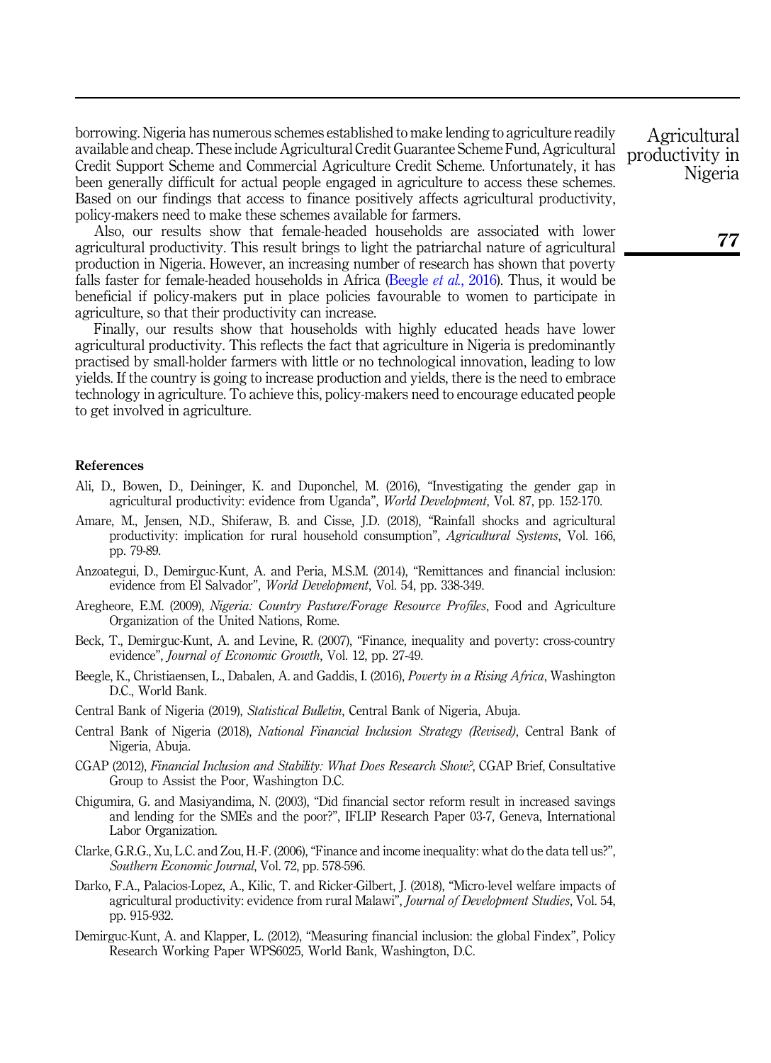borrowing. Nigeria has numerous schemes established to make lending to agriculture readily available and cheap. These include Agricultural Credit Guarantee Scheme Fund, Agricultural Credit Support Scheme and Commercial Agriculture Credit Scheme. Unfortunately, it has been generally difficult for actual people engaged in agriculture to access these schemes. Based on our findings that access to finance positively affects agricultural productivity, policy-makers need to make these schemes available for farmers.

Also, our results show that female-headed households are associated with lower agricultural productivity. This result brings to light the patriarchal nature of agricultural production in Nigeria. However, an increasing number of research has shown that poverty falls faster for female-headed households in Africa (Beegle *et al.*, 2016). Thus, it would be beneficial if policy-makers put in place policies favourable to women to participate in agriculture, so that their productivity can increase.

Finally, our results show that households with highly educated heads have lower agricultural productivity. This reflects the fact that agriculture in Nigeria is predominantly practised by small-holder farmers with little or no technological innovation, leading to low yields. If the country is going to increase production and yields, there is the need to embrace technology in agriculture. To achieve this, policy-makers need to encourage educated people to get involved in agriculture.

## References

Ali, D., Bowen, D., Deininger, K. and Duponchel, M. (2016), "Investigating the gender gap in agricultural productivity: evidence from Uganda", *World Development*, Vol. 87, pp. 152-170.

Amare, M., Jensen, N.D., Shiferaw, B. and Cisse, J.D. (2018), "Rainfall shocks and agricultural productivity: implication for rural household consumption", *Agricultural Systems*, Vol. 166, pp. 79-89.

Anzoategui, D., Demirguc-Kunt, A. and Peria, M.S.M. (2014), "Remittances and financial inclusion: evidence from El Salvador", *World Development*, Vol. 54, pp. 338-349.

Aregheore, E.M. (2009), *Nigeria: Country Pasture/Forage Resource Profiles*, Food and Agriculture Organization of the United Nations, Rome.

Beck, T., Demirguc-Kunt, A. and Levine, R. (2007), "Finance, inequality and poverty: cross-country evidence", *Journal of Economic Growth*, Vol. 12, pp. 27-49.

Beegle, K., Christiaensen, L., Dabalen, A. and Gaddis, I. (2016), *Poverty in a Rising Africa*, Washington D.C., World Bank.

Central Bank of Nigeria (2019), *Statistical Bulletin*, Central Bank of Nigeria, Abuja.

Central Bank of Nigeria (2018), *National Financial Inclusion Strategy (Revised)*, Central Bank of Nigeria, Abuja.

CGAP (2012), *Financial Inclusion and Stability: What Does Research Show?*, CGAP Brief, Consultative Group to Assist the Poor, Washington D.C.

Chigumira, G. and Masiyandima, N. (2003), "Did financial sector reform result in increased savings and lending for the SMEs and the poor?", IFLIP Research Paper 03-7, Geneva, International Labor Organization.

Clarke, G.R.G., Xu, L.C. and Zou, H.-F. (2006), "Finance and income inequality: what do the data tell us?", *Southern Economic Journal*, Vol. 72, pp. 578-596.

Darko, F.A., Palacios-Lopez, A., Kilic, T. and Ricker-Gilbert, J. (2018), "Micro-level welfare impacts of agricultural productivity: evidence from rural Malawi", *Journal of Development Studies*, Vol. 54, pp. 915-932.

Demirguc-Kunt, A. and Klapper, L. (2012), "Measuring financial inclusion: the global Findex", Policy Research Working Paper WPS6025, World Bank, Washington, D.C.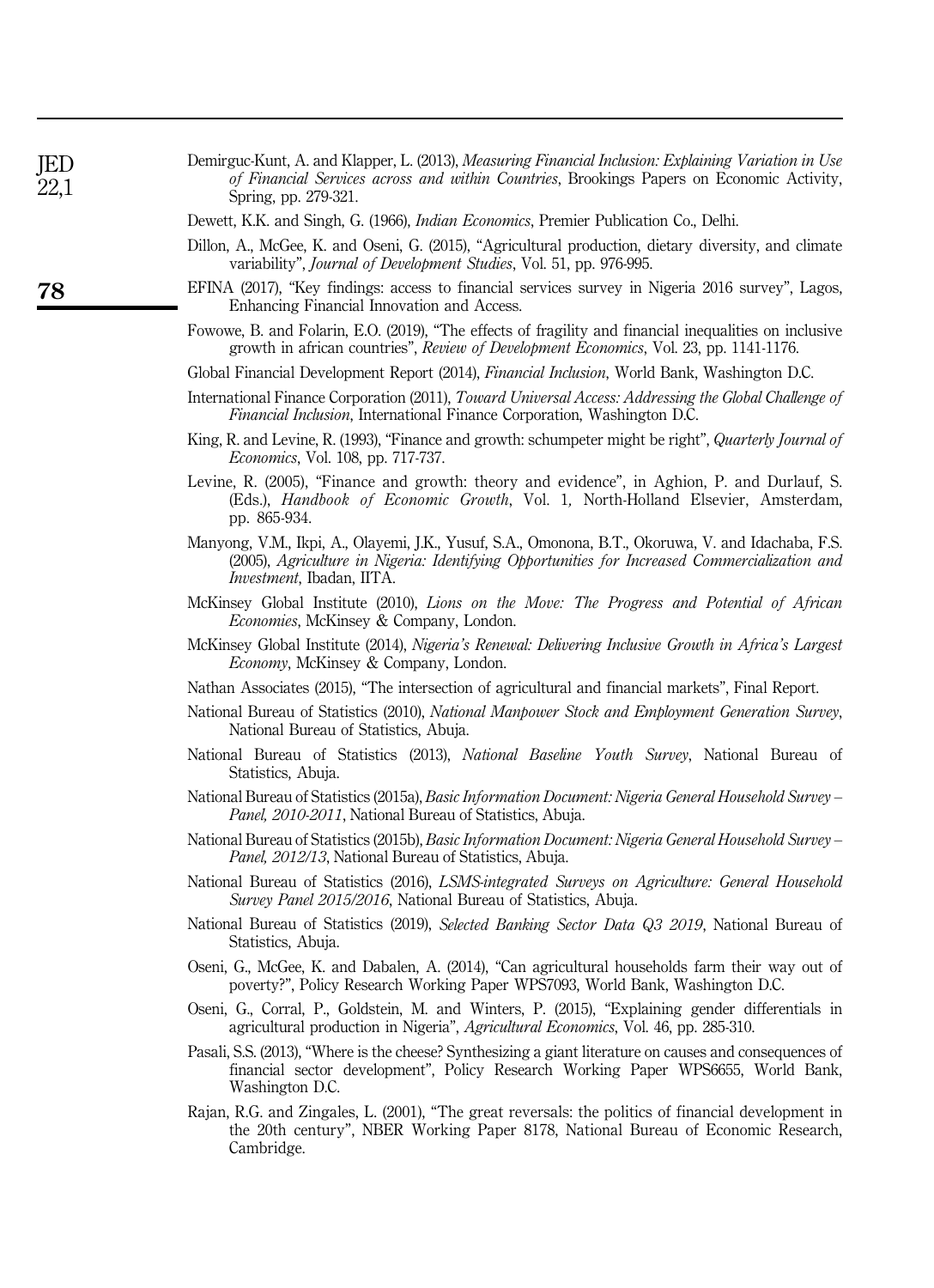Demirguc-Kunt, A. and Klapper, L. (2013), *Measuring Financial Inclusion: Explaining Variation in Use of Financial Services across and within Countries*, Brookings Papers on Economic Activity, Spring, pp. 279-321.

Dewett, K.K. and Singh, G. (1966), *Indian Economics*, Premier Publication Co., Delhi.

Dillon, A., McGee, K. and Oseni, G. (2015), "Agricultural production, dietary diversity, and climate variability", *Journal of Development Studies*, Vol. 51, pp. 976-995.

EFINA (2017), "Key findings: access to financial services survey in Nigeria 2016 survey", Lagos, Enhancing Financial Innovation and Access.

Fowowe, B. and Folarin, E.O. (2019), "The effects of fragility and financial inequalities on inclusive growth in african countries", *Review of Development Economics*, Vol. 23, pp. 1141-1176.

Global Financial Development Report (2014), *Financial Inclusion*, World Bank, Washington D.C.

International Finance Corporation (2011), *Toward Universal Access: Addressing the Global Challenge of Financial Inclusion*, International Finance Corporation, Washington D.C.

King, R. and Levine, R. (1993), "Finance and growth: schumpeter might be right", *Quarterly Journal of Economics*, Vol. 108, pp. 717-737.

Levine, R. (2005), "Finance and growth: theory and evidence", in Aghion, P. and Durlauf, S. (Eds.), *Handbook of Economic Growth*, Vol. 1, North-Holland Elsevier, Amsterdam, pp. 865-934.

Manyong, V.M., Ikpi, A., Olayemi, J.K., Yusuf, S.A., Omonona, B.T., Okoruwa, V. and Idachaba, F.S. (2005), *Agriculture in Nigeria: Identifying Opportunities for Increased Commercialization and Investment*, Ibadan, IITA.

McKinsey Global Institute (2010), *Lions on the Move: The Progress and Potential of African Economies*, McKinsey & Company, London.

McKinsey Global Institute (2014), *Nigeria's Renewal: Delivering Inclusive Growth in Africa's Largest Economy*, McKinsey & Company, London.

Nathan Associates (2015), "The intersection of agricultural and financial markets", Final Report.

National Bureau of Statistics (2010), *National Manpower Stock and Employment Generation Survey*, National Bureau of Statistics, Abuja.

National Bureau of Statistics (2013), *National Baseline Youth Survey*, National Bureau of Statistics, Abuja.

National Bureau of Statistics (2015a), *Basic Information Document: Nigeria General Household Survey – Panel, 2010-2011*, National Bureau of Statistics, Abuja.

National Bureau of Statistics (2015b), *Basic Information Document: Nigeria General Household Survey – Panel, 2012/13*, National Bureau of Statistics, Abuja.

National Bureau of Statistics (2016), *LSMS-integrated Surveys on Agriculture: General Household Survey Panel 2015/2016*, National Bureau of Statistics, Abuja.

National Bureau of Statistics (2019), *Selected Banking Sector Data Q3 2019*, National Bureau of Statistics, Abuja.

Oseni, G., McGee, K. and Dabalen, A. (2014), "Can agricultural households farm their way out of poverty?", Policy Research Working Paper WPS7093, World Bank, Washington D.C.

Oseni, G., Corral, P., Goldstein, M. and Winters, P. (2015), "Explaining gender differentials in agricultural production in Nigeria", *Agricultural Economics*, Vol. 46, pp. 285-310.

Pasali, S.S. (2013), "Where is the cheese? Synthesizing a giant literature on causes and consequences of financial sector development", Policy Research Working Paper WPS6655, World Bank, Washington D.C.

Rajan, R.G. and Zingales, L. (2001), "The great reversals: the politics of financial development in the 20th century", NBER Working Paper 8178, National Bureau of Economic Research, Cambridge.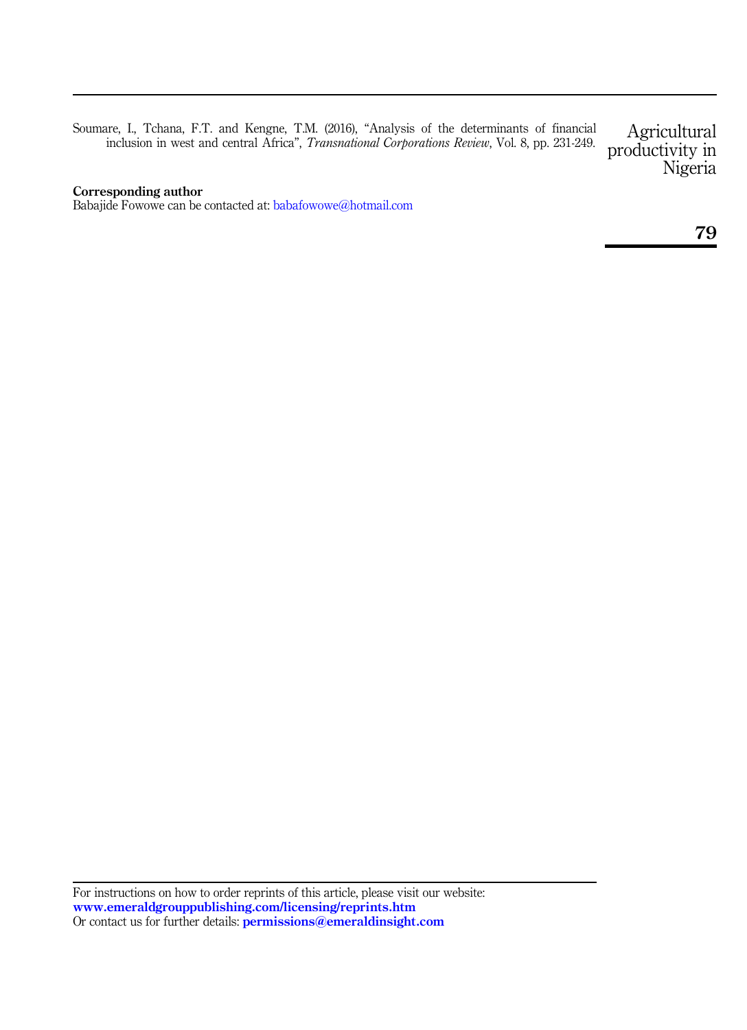Soumare, I., Tchana, F.T. and Kengne, T.M. (2016), "Analysis of the determinants of financial inclusion in west and central Africa", *Transnational Corporations Review*, Vol. 8, pp. 231-249.

**Corresponding author**
Babajide Fowowe can be contacted at: babafowowe@hotmail.com

For instructions on how to order reprints of this article, please visit our website:
**www.emeraldgrouppublishing.com/licensing/reprints.htm**
Or contact us for further details: **permissions@emeraldinsight.com**